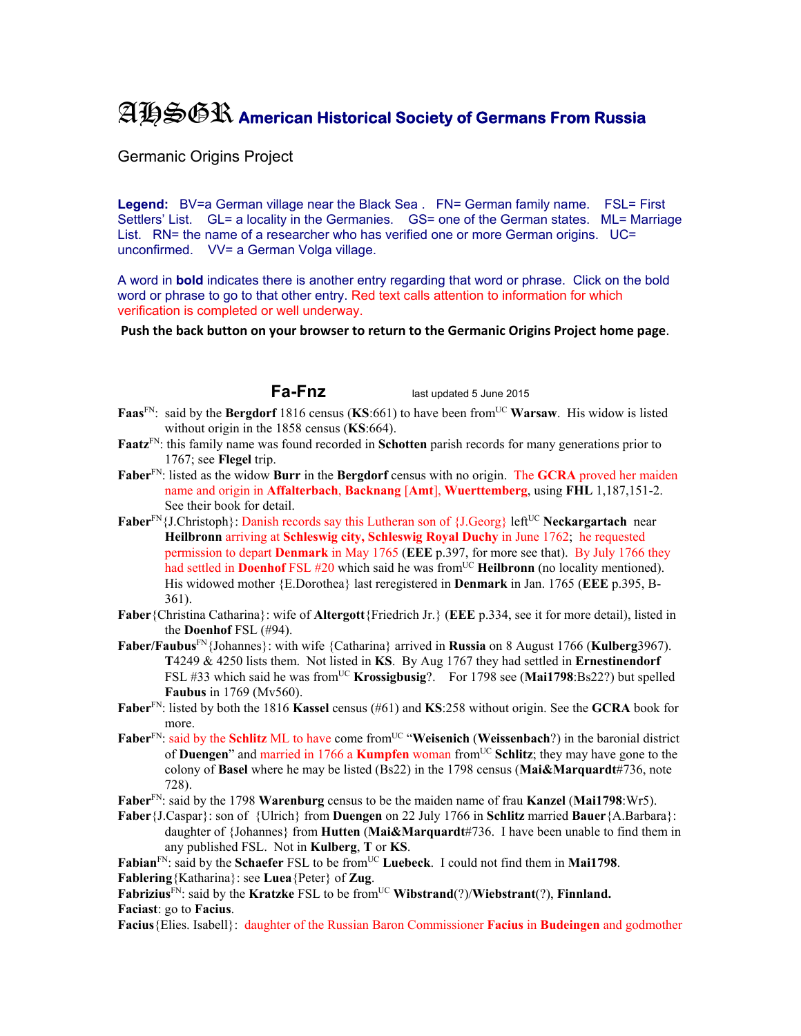# AHSGR American Historical Society of Germans From Russia

Germanic Origins Project

**Legend:** BV=a German village near the Black Sea . FN= German family name. FSL= First Settlers' List. GL= a locality in the Germanies. GS= one of the German states. ML= Marriage List. RN= the name of a researcher who has verified one or more German origins. UC= unconfirmed. VV= a German Volga village.

A word in **bold** indicates there is another entry regarding that word or phrase. Click on the bold word or phrase to go to that other entry. Red text calls attention to information for which verification is completed or well underway.

**Push the back button on your browser to return to the Germanic Origins Project home page.**

## Fa-Fnz

last updated 5 June 2015

**Faas**[FN]: said by the **Bergdorf** 1816 census (**KS**:661) to have been from[UC] **Warsaw**. His widow is listed without origin in the 1858 census (**KS**:664).

**Faatz**[FN]: this family name was found recorded in **Schotten** parish records for many generations prior to 1767; see **Flegel** trip.

**Faber**[FN]: listed as the widow **Burr** in the **Bergdorf** census with no origin. The **GCRA** proved her maiden name and origin in **Affalterbach**, **Backnang** [**Amt**], **Wuerttemberg**, using **FHL** 1,187,151-2. See their book for detail.

**Faber**[FN]{J.Christoph}: Danish records say this Lutheran son of {J.Georg} left[UC] **Neckargartach** near **Heilbronn** arriving at **Schleswig city, Schleswig Royal Duchy** in June 1762; he requested permission to depart **Denmark** in May 1765 (**EEE** p.397, for more see that). By July 1766 they had settled in **Doenhof** FSL #20 which said he was from[UC] **Heilbronn** (no locality mentioned). His widowed mother {E.Dorothea} last reregistered in **Denmark** in Jan. 1765 (**EEE** p.395, B-361).

**Faber**{Christina Catharina}: wife of **Altergott**{Friedrich Jr.} (**EEE** p.334, see it for more detail), listed in the **Doenhof** FSL (#94).

**Faber/Faubus**[FN]{Johannes}: with wife {Catharina} arrived in **Russia** on 8 August 1766 (**Kulberg**3967). **T**4249 & 4250 lists them. Not listed in **KS**. By Aug 1767 they had settled in **Ernestinendorf** FSL #33 which said he was from[UC] **Krossigbusig**?. For 1798 see (**Mai1798**:Bs22?) but spelled **Faubus** in 1769 (Mv560).

**Faber**[FN]: listed by both the 1816 **Kassel** census (#61) and **KS**:258 without origin. See the **GCRA** book for more.

**Faber**[FN]: said by the **Schlitz** ML to have come from[UC] "**Weisenich** (**Weissenbach**?) in the baronial district of **Duengen**" and married in 1766 a **Kumpfen** woman from[UC] **Schlitz**; they may have gone to the colony of **Basel** where he may be listed (Bs22) in the 1798 census (**Mai&Marquardt**#736, note 728).

**Faber**[FN]: said by the 1798 **Warenburg** census to be the maiden name of frau **Kanzel** (**Mai1798**:Wr5).

**Faber**{J.Caspar}: son of {Ulrich} from **Duengen** on 22 July 1766 in **Schlitz** married **Bauer**{A.Barbara}: daughter of {Johannes} from **Hutten** (**Mai&Marquardt**#736. I have been unable to find them in any published FSL. Not in **Kulberg**, **T** or **KS**.

**Fabian**[FN]: said by the **Schaefer** FSL to be from[UC] **Luebeck**. I could not find them in **Mai1798**.

**Fablering**{Katharina}: see **Luea**{Peter} of **Zug**.

**Fabrizius**[FN]: said by the **Kratzke** FSL to be from[UC] **Wibstrand**(?)/**Wiebstrant**(?), **Finnland.**

**Faciast**: go to **Facius**.

**Facius**{Elies. Isabell}: daughter of the Russian Baron Commissioner **Facius** in **Budeingen** and godmother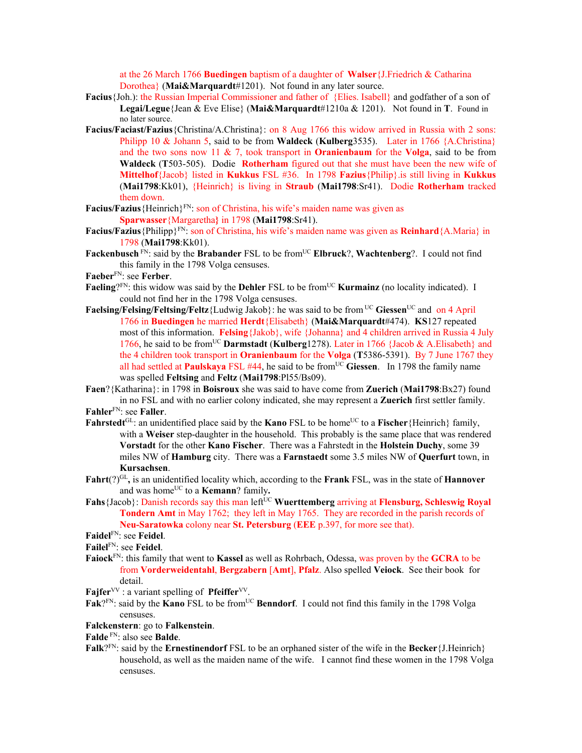at the 26 March 1766 **Buedingen** baptism of a daughter of **Walser**{J.Friedrich & Catharina Dorothea} (**Mai&Marquardt**#1201). Not found in any later source.

**Facius**{Joh.}: the Russian Imperial Commissioner and father of {Elies. Isabell} and godfather of a son of **Legai/Legue**{Jean & Eve Elise} (**Mai&Marquardt**#1210a & 1201). Not found in **T**. Found in no later source.

**Facius/Faciast/Fazius**{Christina/A.Christina}: on 8 Aug 1766 this widow arrived in Russia with 2 sons: Philipp 10 & Johann 5, said to be from **Waldeck** (**Kulberg**3535). Later in 1766 {A.Christina} and the two sons now 11 & 7, took transport in **Oranienbaum** for the **Volga**, said to be from **Waldeck** (**T**503-505). Dodie **Rotherham** figured out that she must have been the new wife of **Mittelhof**{Jacob} listed in **Kukkus** FSL #36. In 1798 **Fazius**{Philip}.is still living in **Kukkus** (**Mai1798**:Kk01), {Heinrich} is living in **Straub** (**Mai1798**:Sr41). Dodie **Rotherham** tracked them down.

**Facius/Fazius**{Heinrich}[FN]: son of Christina, his wife's maiden name was given as **Sparwasser**{Margaretha} in 1798 (**Mai1798**:Sr41).

**Facius/Fazius**{Philipp}[FN]: son of Christina, his wife's maiden name was given as **Reinhard**{A.Maria} in 1798 (**Mai1798**:Kk01).

**Fackenbusch** [FN]: said by the **Brabander** FSL to be from[UC] **Elbruck**?, **Wachtenberg**?. I could not find this family in the 1798 Volga censuses.

**Faeber**[FN]: see **Ferber**.

**Faeling**?[FN]: this widow was said by the **Dehler** FSL to be from[UC] **Kurmainz** (no locality indicated). I could not find her in the 1798 Volga censuses.

**Faelsing/Felsing/Feltsing/Feltz**{Ludwig Jakob}: he was said to be from [UC] **Giessen**[UC] and on 4 April 1766 in **Buedingen** he married **Herdt**{Elisabeth} (**Mai&Marquardt**#474). **KS**127 repeated most of this information. **Felsing**{Jakob}, wife {Johanna} and 4 children arrived in Russia 4 July 1766, he said to be from[UC] **Darmstadt** (**Kulberg**1278). Later in 1766 {Jacob & A.Elisabeth} and the 4 children took transport in **Oranienbaum** for the **Volga** (**T**5386-5391). By 7 June 1767 they all had settled at **Paulskaya** FSL #44, he said to be from[UC] **Giessen**. In 1798 the family name was spelled **Feltsing** and **Feltz** (**Mai1798**:Pl55/Bs09).

**Faen**?{Katharina}: in 1798 in **Boisroux** she was said to have come from **Zuerich** (**Mai1798**:Bx27) found in no FSL and with no earlier colony indicated, she may represent a **Zuerich** first settler family.

**Fahler**[FN]: see **Faller**.

**Fahrstedt**[GL]: an unidentified place said by the **Kano** FSL to be home[UC] to a **Fischer**{Heinrich} family, with a **Weiser** step-daughter in the household. This probably is the same place that was rendered **Vorstadt** for the other **Kano Fischer**. There was a Fahrstedt in the **Holstein Duchy**, some 39 miles NW of **Hamburg** city. There was a **Farnstaedt** some 3.5 miles NW of **Querfurt** town, in **Kursachsen**.

**Fahrt**(?)[GL]**,** is an unidentified locality which, according to the **Frank** FSL, was in the state of **Hannover** and was home[UC] to a **Kemann**? family**.**

**Fahs**{Jacob}: Danish records say this man left[UC] **Wuerttemberg** arriving at **Flensburg, Schleswig Royal Tondern Amt** in May 1762; they left in May 1765. They are recorded in the parish records of **Neu-Saratowka** colony near **St. Petersburg** (**EEE** p.397, for more see that).

**Faidel**[FN]: see **Feidel**.

**Failel**[FN]: see **Feidel**.

**Faiock**[FN]: this family that went to **Kassel** as well as Rohrbach, Odessa, was proven by the **GCRA** to be from **Vorderweidentahl**, **Bergzabern** [**Amt**], **Pfalz**. Also spelled **Veiock**. See their book for detail.

**Fajfer**[VV] : a variant spelling of **Pfeiffer**[VV].

**Fak**?[FN]: said by the **Kano** FSL to be from[UC] **Benndorf**. I could not find this family in the 1798 Volga censuses.

**Falckenstern**: go to **Falkenstein**.

**Falde** [FN]: also see **Balde**.

**Falk**?[FN]: said by the **Ernestinendorf** FSL to be an orphaned sister of the wife in the **Becker**{J.Heinrich} household, as well as the maiden name of the wife. I cannot find these women in the 1798 Volga censuses.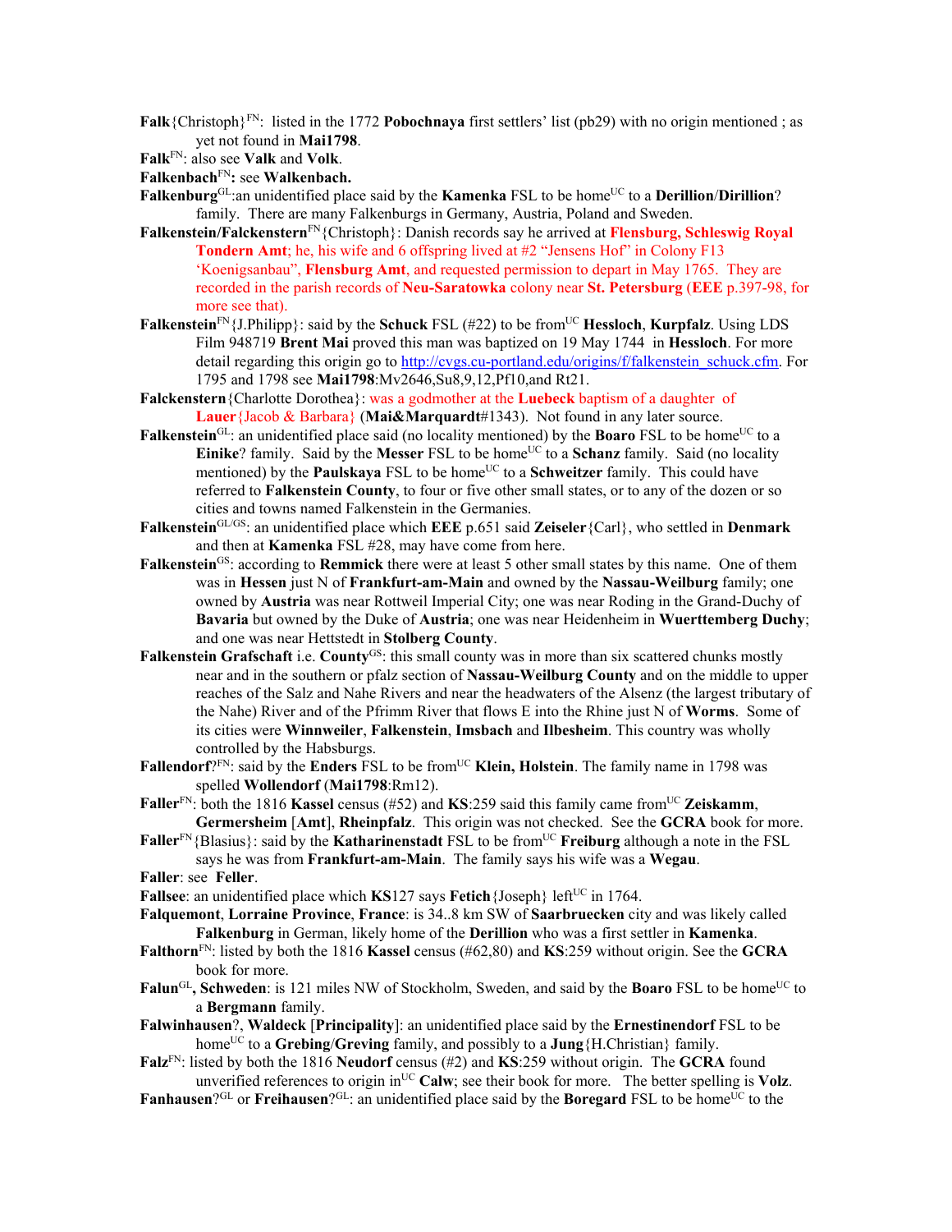**Falk**{Christoph}[FN]: listed in the 1772 **Pobochnaya** first settlers' list (pb29) with no origin mentioned ; as yet not found in **Mai1798**.

**Falk**[FN]: also see **Valk** and **Volk**.

**Falkenbach**[FN]**:** see **Walkenbach.**

**Falkenburg**[GL]:an unidentified place said by the **Kamenka** FSL to be home[UC] to a **Derillion**/**Dirillion**? family. There are many Falkenburgs in Germany, Austria, Poland and Sweden.

**Falkenstein/Falckenstern**[FN]{Christoph}: Danish records say he arrived at **Flensburg, Schleswig Royal Tondern Amt**; he, his wife and 6 offspring lived at #2 "Jensens Hof" in Colony F13 'Koenigsanbau", **Flensburg Amt**, and requested permission to depart in May 1765. They are recorded in the parish records of **Neu-Saratowka** colony near **St. Petersburg** (**EEE** p.397-98, for more see that).

**Falkenstein**[FN]{J.Philipp}: said by the **Schuck** FSL (#22) to be from[UC] **Hessloch**, **Kurpfalz**. Using LDS Film 948719 **Brent Mai** proved this man was baptized on 19 May 1744 in **Hessloch**. For more detail regarding this origin go to http://cvgs.cu-portland.edu/origins/f/falkenstein_schuck.cfm. For 1795 and 1798 see **Mai1798**:Mv2646,Su8,9,12,Pf10,and Rt21.

**Falckenstern**{Charlotte Dorothea}: was a godmother at the **Luebeck** baptism of a daughter of **Lauer**{Jacob & Barbara} (**Mai&Marquardt**#1343). Not found in any later source.

**Falkenstein**[GL]: an unidentified place said (no locality mentioned) by the **Boaro** FSL to be home[UC] to a **Einike**? family. Said by the **Messer** FSL to be home[UC] to a **Schanz** family. Said (no locality mentioned) by the **Paulskaya** FSL to be home[UC] to a **Schweitzer** family. This could have referred to **Falkenstein County**, to four or five other small states, or to any of the dozen or so cities and towns named Falkenstein in the Germanies.

**Falkenstein**[GL/GS]: an unidentified place which **EEE** p.651 said **Zeiseler**{Carl}, who settled in **Denmark** and then at **Kamenka** FSL #28, may have come from here.

**Falkenstein**[GS]: according to **Remmick** there were at least 5 other small states by this name. One of them was in **Hessen** just N of **Frankfurt-am-Main** and owned by the **Nassau-Weilburg** family; one owned by **Austria** was near Rottweil Imperial City; one was near Roding in the Grand-Duchy of **Bavaria** but owned by the Duke of **Austria**; one was near Heidenheim in **Wuerttemberg Duchy**; and one was near Hettstedt in **Stolberg County**.

**Falkenstein Grafschaft** i.e. **County**[GS]: this small county was in more than six scattered chunks mostly near and in the southern or pfalz section of **Nassau-Weilburg County** and on the middle to upper reaches of the Salz and Nahe Rivers and near the headwaters of the Alsenz (the largest tributary of the Nahe) River and of the Pfrimm River that flows E into the Rhine just N of **Worms**. Some of its cities were **Winnweiler**, **Falkenstein**, **Imsbach** and **Ilbesheim**. This country was wholly controlled by the Habsburgs.

**Fallendorf**?[FN]: said by the **Enders** FSL to be from[UC] **Klein, Holstein**. The family name in 1798 was spelled **Wollendorf** (**Mai1798**:Rm12).

**Faller**[FN]: both the 1816 **Kassel** census (#52) and **KS**:259 said this family came from[UC] **Zeiskamm**, **Germersheim** [**Amt**], **Rheinpfalz**. This origin was not checked. See the **GCRA** book for more.

**Faller**[FN]{Blasius}: said by the **Katharinenstadt** FSL to be from[UC] **Freiburg** although a note in the FSL says he was from **Frankfurt-am-Main**. The family says his wife was a **Wegau**.

**Faller**: see **Feller**.

**Fallsee**: an unidentified place which **KS**127 says **Fetich**{Joseph} left[UC] in 1764.

**Falquemont**, **Lorraine Province**, **France**: is 34..8 km SW of **Saarbruecken** city and was likely called **Falkenburg** in German, likely home of the **Derillion** who was a first settler in **Kamenka**.

**Falthorn**[FN]: listed by both the 1816 **Kassel** census (#62,80) and **KS**:259 without origin. See the **GCRA** book for more.

**Falun**[GL]**, Schweden**: is 121 miles NW of Stockholm, Sweden, and said by the **Boaro** FSL to be home[UC] to a **Bergmann** family.

**Falwinhausen**?, **Waldeck** [**Principality**]: an unidentified place said by the **Ernestinendorf** FSL to be home[UC] to a **Grebing**/**Greving** family, and possibly to a **Jung**{H.Christian} family.

**Falz**[FN]: listed by both the 1816 **Neudorf** census (#2) and **KS**:259 without origin. The **GCRA** found unverified references to origin in[UC] **Calw**; see their book for more. The better spelling is **Volz**.

**Fanhausen**?[GL] or **Freihausen**?[GL]: an unidentified place said by the **Boregard** FSL to be home[UC] to the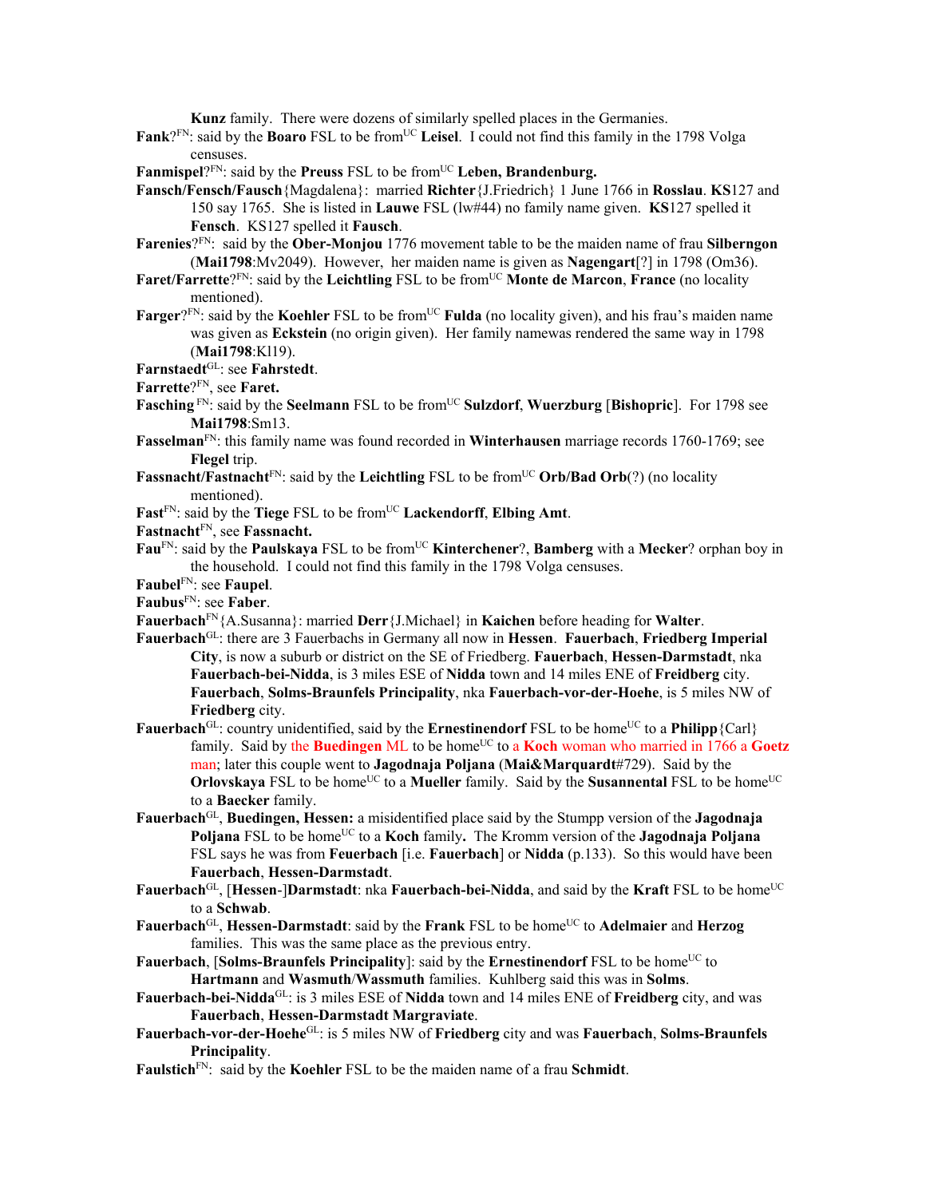**Kunz** family. There were dozens of similarly spelled places in the Germanies.

**Fank**?[FN]: said by the **Boaro** FSL to be from[UC] **Leisel**. I could not find this family in the 1798 Volga censuses.

**Fanmispel**?[FN]: said by the **Preuss** FSL to be from[UC] **Leben, Brandenburg.**

**Fansch/Fensch/Fausch**{Magdalena}: married **Richter**{J.Friedrich} 1 June 1766 in **Rosslau**. **KS**127 and 150 say 1765. She is listed in **Lauwe** FSL (lw#44) no family name given. **KS**127 spelled it **Fensch**. KS127 spelled it **Fausch**.

**Farenies**?[FN]: said by the **Ober-Monjou** 1776 movement table to be the maiden name of frau **Silberngon** (**Mai1798**:Mv2049). However, her maiden name is given as **Nagengart**[?] in 1798 (Om36).

**Faret/Farrette**?[FN]: said by the **Leichtling** FSL to be from[UC] **Monte de Marcon**, **France** (no locality mentioned).

**Farger**?[FN]: said by the **Koehler** FSL to be from[UC] **Fulda** (no locality given), and his frau's maiden name was given as **Eckstein** (no origin given). Her family namewas rendered the same way in 1798 (**Mai1798**:Kl19).

**Farnstaedt**[GL]: see **Fahrstedt**.

**Farrette**?[FN], see **Faret.**

**Fasching** [FN]: said by the **Seelmann** FSL to be from[UC] **Sulzdorf**, **Wuerzburg** [**Bishopric**]. For 1798 see **Mai1798**:Sm13.

**Fasselman**[FN]: this family name was found recorded in **Winterhausen** marriage records 1760-1769; see **Flegel** trip.

**Fassnacht/Fastnacht**[FN]: said by the **Leichtling** FSL to be from[UC] **Orb/Bad Orb**(?) (no locality mentioned).

**Fast**[FN]: said by the **Tiege** FSL to be from[UC] **Lackendorff**, **Elbing Amt**.

**Fastnacht**[FN], see **Fassnacht.**

**Fau**[FN]: said by the **Paulskaya** FSL to be from[UC] **Kinterchener**?, **Bamberg** with a **Mecker**? orphan boy in the household. I could not find this family in the 1798 Volga censuses.

**Faubel**[FN]: see **Faupel**.

**Faubus**[FN]: see **Faber**.

**Fauerbach**[FN]{A.Susanna}: married **Derr**{J.Michael} in **Kaichen** before heading for **Walter**.

**Fauerbach**[GL]: there are 3 Fauerbachs in Germany all now in **Hessen**. **Fauerbach**, **Friedberg Imperial City**, is now a suburb or district on the SE of Friedberg. **Fauerbach**, **Hessen-Darmstadt**, nka **Fauerbach-bei-Nidda**, is 3 miles ESE of **Nidda** town and 14 miles ENE of **Freidberg** city. **Fauerbach**, **Solms-Braunfels Principality**, nka **Fauerbach-vor-der-Hoehe**, is 5 miles NW of **Friedberg** city.

**Fauerbach**[GL]: country unidentified, said by the **Ernestinendorf** FSL to be home[UC] to a **Philipp**{Carl} family. Said by the **Buedingen** ML to be home[UC] to a **Koch** woman who married in 1766 a **Goetz** man; later this couple went to **Jagodnaja Poljana** (**Mai&Marquardt**#729). Said by the **Orlovskaya** FSL to be home[UC] to a **Mueller** family. Said by the **Susannental** FSL to be home[UC] to a **Baecker** family.

**Fauerbach**[GL], **Buedingen, Hessen:** a misidentified place said by the Stumpp version of the **Jagodnaja Poljana** FSL to be home[UC] to a **Koch** family**.** The Kromm version of the **Jagodnaja Poljana** FSL says he was from **Feuerbach** [i.e. **Fauerbach**] or **Nidda** (p.133). So this would have been **Fauerbach**, **Hessen-Darmstadt**.

**Fauerbach**[GL], [**Hessen-**]**Darmstadt**: nka **Fauerbach-bei-Nidda**, and said by the **Kraft** FSL to be home[UC] to a **Schwab**.

**Fauerbach**[GL], **Hessen-Darmstadt**: said by the **Frank** FSL to be home[UC] to **Adelmaier** and **Herzog** families. This was the same place as the previous entry.

**Fauerbach**, [**Solms-Braunfels Principality**]: said by the **Ernestinendorf** FSL to be home[UC] to **Hartmann** and **Wasmuth**/**Wassmuth** families. Kuhlberg said this was in **Solms**.

**Fauerbach-bei-Nidda**[GL]: is 3 miles ESE of **Nidda** town and 14 miles ENE of **Freidberg** city, and was **Fauerbach**, **Hessen-Darmstadt Margraviate**.

**Fauerbach-vor-der-Hoehe**[GL]: is 5 miles NW of **Friedberg** city and was **Fauerbach**, **Solms-Braunfels Principality**.

**Faulstich**[FN]: said by the **Koehler** FSL to be the maiden name of a frau **Schmidt**.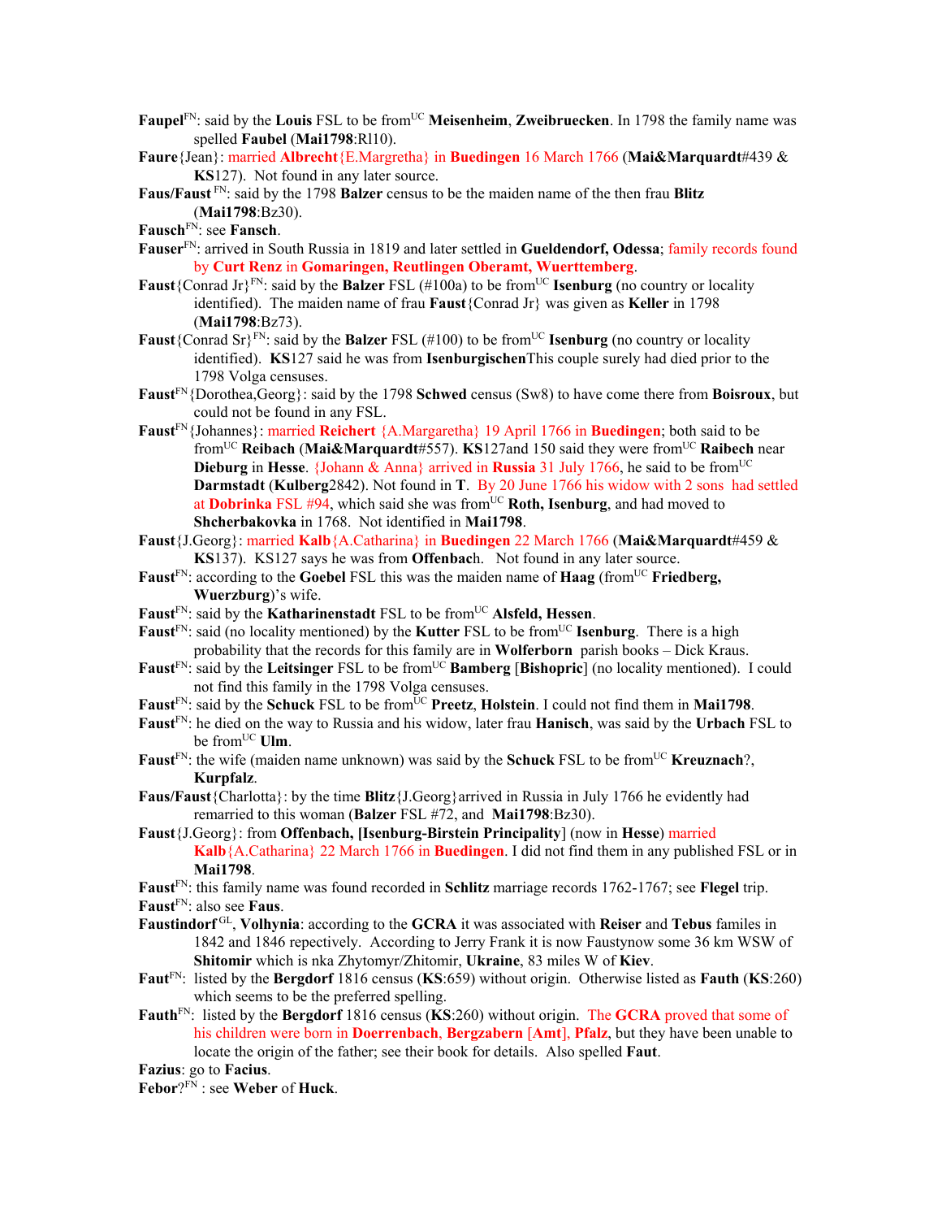**Faupel**FN: said by the **Louis** FSL to be fromUC **Meisenheim**, **Zweibruecken**. In 1798 the family name was spelled **Faubel** (**Mai1798**:Rl10).

**Faure**{Jean}: married **Albrecht**{E.Margretha} in **Buedingen** 16 March 1766 (**Mai&Marquardt**#439 & **KS**127). Not found in any later source.

**Faus/Faust** FN: said by the 1798 **Balzer** census to be the maiden name of the then frau **Blitz** (**Mai1798**:Bz30).

**Fausch**FN: see **Fansch**.

**Fauser**FN: arrived in South Russia in 1819 and later settled in **Glueldendorf, Odessa**; family records found by **Curt Renz** in **Gomaringen, Reutlingen Oberamt, Wuerttemberg**.

**Faust**{Conrad Jr}FN: said by the **Balzer** FSL (#100a) to be fromUC **Isenburg** (no country or locality identified). The maiden name of frau **Faust**{Conrad Jr} was given as **Keller** in 1798 (**Mai1798**:Bz73).

**Faust**{Conrad Sr}FN: said by the **Balzer** FSL (#100) to be fromUC **Isenburg** (no country or locality identified). **KS**127 said he was from **Isenburgischen**This couple surely had died prior to the 1798 Volga censuses.

**Faust**FN{Dorothea,Georg}: said by the 1798 **Schwed** census (Sw8) to have come there from **Boisroux**, but could not be found in any FSL.

**Faust**FN{Johannes}: married **Reichert** {A.Margaretha} 19 April 1766 in **Buedingen**; both said to be fromUC **Reibach** (**Mai&Marquardt**#557). **KS**127and 150 said they were fromUC **Raibech** near **Dieburg** in **Hesse**. {Johann & Anna} arrived in **Russia** 31 July 1766, he said to be fromUC **Darmstadt** (**Kulberg**2842). Not found in **T**. By 20 June 1766 his widow with 2 sons had settled at **Dobrinka** FSL #94, which said she was fromUC **Roth, Isenburg**, and had moved to **Shcherbakovka** in 1768. Not identified in **Mai1798**.

**Faust**{J.Georg}: married **Kalb**{A.Catharina} in **Buedingen** 22 March 1766 (**Mai&Marquardt**#459 & **KS**137). KS127 says he was from **Offenbac**h. Not found in any later source.

**Faust**FN: according to the **Goebel** FSL this was the maiden name of **Haag** (fromUC **Friedberg, Wuerzburg**)'s wife.

**Faust**FN: said by the **Katharinenstadt** FSL to be fromUC **Alsfeld, Hessen**.

**Faust**FN: said (no locality mentioned) by the **Kutter** FSL to be fromUC **Isenburg**. There is a high probability that the records for this family are in **Wolferborn** parish books – Dick Kraus.

**Faust**FN: said by the **Leitsinger** FSL to be fromUC **Bamberg** [**Bishopric**] (no locality mentioned). I could not find this family in the 1798 Volga censuses.

**Faust**FN: said by the **Schuck** FSL to be fromUC **Preetz**, **Holstein**. I could not find them in **Mai1798**.

**Faust**FN: he died on the way to Russia and his widow, later frau **Hanisch**, was said by the **Urbach** FSL to be fromUC **Ulm**.

**Faust**FN: the wife (maiden name unknown) was said by the **Schuck** FSL to be fromUC **Kreuznach**?, **Kurpfalz**.

**Faus/Faust**{Charlotta}: by the time **Blitz**{J.Georg}arrived in Russia in July 1766 he evidently had remarried to this woman (**Balzer** FSL #72, and **Mai1798**:Bz30).

**Faust**{J.Georg}: from **Offenbach, [Isenburg-Birstein Principality]** (now in **Hesse**) married **Kalb**{A.Catharina} 22 March 1766 in **Buedingen**. I did not find them in any published FSL or in **Mai1798**.

**Faust**FN: this family name was found recorded in **Schlitz** marriage records 1762-1767; see **Flegel** trip.

**Faust**FN: also see **Faus**.

**Faustindorf** GL, **Volhynia**: according to the **GCRA** it was associated with **Reiser** and **Tebus** familes in 1842 and 1846 repectively. According to Jerry Frank it is now Faustynow some 36 km WSW of **Shitomir** which is nka Zhytomyr/Zhitomir, **Ukraine**, 83 miles W of **Kiev**.

**Faut**FN: listed by the **Bergdorf** 1816 census (**KS**:659) without origin. Otherwise listed as **Fauth** (**KS**:260) which seems to be the preferred spelling.

**Fauth**FN: listed by the **Bergdorf** 1816 census (**KS**:260) without origin. The **GCRA** proved that some of his children were born in **Doerrenbach**, **Bergzabern** [**Amt**], **Pfalz**, but they have been unable to locate the origin of the father; see their book for details. Also spelled **Faut**.

**Fazius**: go to **Facius**.

**Febor**?FN : see **Weber** of **Huck**.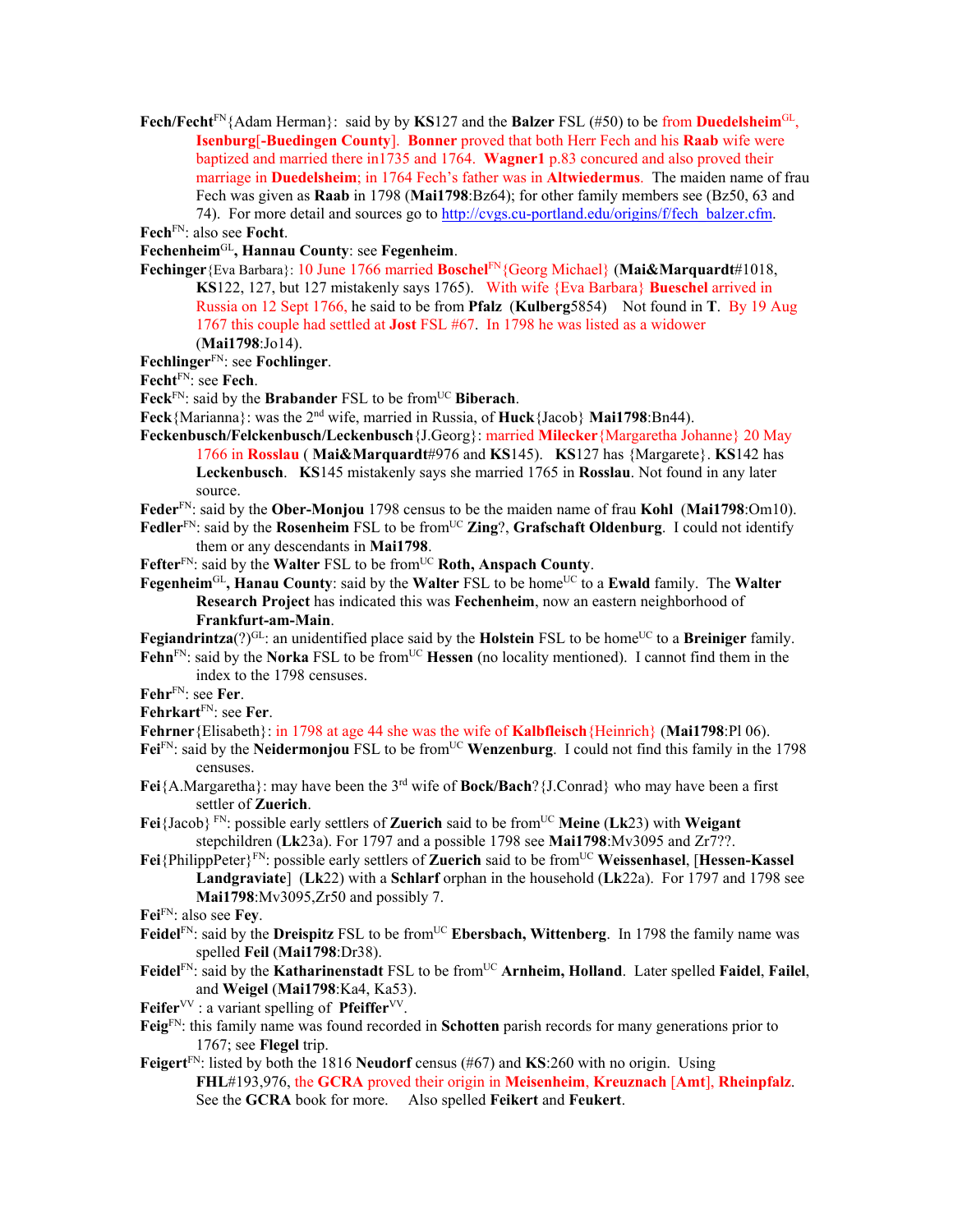**Fech/Fecht**[FN]{Adam Herman}: said by by **KS**127 and the **Balzer** FSL (#50) to be from **Duedelsheim**[GL], **Isenburg**[-**Buedingen County**]. **Bonner** proved that both Herr Fech and his **Raab** wife were baptized and married there in1735 and 1764. **Wagner1** p.83 concured and also proved their marriage in **Duedelsheim**; in 1764 Fech's father was in **Altwiedermus**. The maiden name of frau Fech was given as **Raab** in 1798 (**Mai1798**:Bz64); for other family members see (Bz50, 63 and 74). For more detail and sources go to http://cvgs.cu-portland.edu/origins/f/fech_balzer.cfm.

**Fech**[FN]: also see **Focht**.

**Fechenheim**[GL]**, Hannau County**: see **Fegenheim**.

**Fechinger**{Eva Barbara}: 10 June 1766 married **Boschel**[FN]{Georg Michael} (**Mai&Marquardt**#1018, **KS**122, 127, but 127 mistakenly says 1765). With wife {Eva Barbara} **Bueschel** arrived in Russia on 12 Sept 1766, he said to be from **Pfalz** (**Kulberg**5854) Not found in **T**. By 19 Aug 1767 this couple had settled at **Jost** FSL #67. In 1798 he was listed as a widower (**Mai1798**:Jo14).

**Fechlinger**[FN]: see **Fochlinger**.

**Fecht**[FN]: see **Fech**.

**Feck**[FN]: said by the **Brabander** FSL to be from[UC] **Biberach**.

**Feck**{Marianna}: was the 2[nd] wife, married in Russia, of **Huck**{Jacob} **Mai1798**:Bn44).

**Feckenbusch/Felckenbusch/Leckenbusch**{J.Georg}: married **Milecker**{Margaretha Johanne} 20 May 1766 in **Rosslau** ( **Mai&Marquardt**#976 and **KS**145). **KS**127 has {Margarete}. **KS**142 has **Leckenbusch**. **KS**145 mistakenly says she married 1765 in **Rosslau**. Not found in any later source.

**Feder**[FN]: said by the **Ober-Monjou** 1798 census to be the maiden name of frau **Kohl** (**Mai1798**:Om10).

**Fedler**[FN]: said by the **Rosenheim** FSL to be from[UC] **Zing**?, **Grafschaft Oldenburg**. I could not identify them or any descendants in **Mai1798**.

**Fefter**[FN]: said by the **Walter** FSL to be from[UC] **Roth, Anspach County**.

**Fegenheim**[GL]**, Hanau County**: said by the **Walter** FSL to be home[UC] to a **Ewald** family. The **Walter Research Project** has indicated this was **Fechenheim**, now an eastern neighborhood of **Frankfurt-am-Main**.

**Fegiandrintza**(?)[GL]: an unidentified place said by the **Holstein** FSL to be home[UC] to a **Breiniger** family.

**Fehn**[FN]: said by the **Norka** FSL to be from[UC] **Hessen** (no locality mentioned). I cannot find them in the index to the 1798 censuses.

**Fehr**[FN]: see **Fer**.

**Fehrkart**[FN]: see **Fer**.

**Fehrner**{Elisabeth}: in 1798 at age 44 she was the wife of **Kalbfleisch**{Heinrich} (**Mai1798**:Pl 06).

**Fei**[FN]: said by the **Neidermonjou** FSL to be from[UC] **Wenzenburg**. I could not find this family in the 1798 censuses.

**Fei**{A.Margaretha}: may have been the 3[rd] wife of **Bock/Bach**?{J.Conrad} who may have been a first settler of **Zuerich**.

**Fei**{Jacob} [FN]: possible early settlers of **Zuerich** said to be from[UC] **Meine** (**Lk**23) with **Weigant** stepchildren (**Lk**23a). For 1797 and a possible 1798 see **Mai1798**:Mv3095 and Zr7??.

**Fei**{PhilippPeter}[FN]: possible early settlers of **Zuerich** said to be from[UC] **Weissenhasel**, [**Hessen-Kassel Landgraviate**] (**Lk**22) with a **Schlarf** orphan in the household (**Lk**22a). For 1797 and 1798 see **Mai1798**:Mv3095,Zr50 and possibly 7.

**Fei**[FN]: also see **Fey**.

**Feidel**[FN]: said by the **Dreispitz** FSL to be from[UC] **Ebersbach, Wittenberg**. In 1798 the family name was spelled **Feil** (**Mai1798**:Dr38).

**Feidel**[FN]: said by the **Katharinenstadt** FSL to be from[UC] **Arnheim, Holland**. Later spelled **Faidel**, **Failel**, and **Weigel** (**Mai1798**:Ka4, Ka53).

**Feifer**[VV] : a variant spelling of **Pfeiffer**[VV].

**Feig**[FN]: this family name was found recorded in **Schotten** parish records for many generations prior to 1767; see **Flegel** trip.

**Feigert**[FN]: listed by both the 1816 **Neudorf** census (#67) and **KS**:260 with no origin. Using **FHL**#193,976, the **GCRA** proved their origin in **Meisenheim**, **Kreuznach** [**Amt**], **Rheinpfalz**. See the **GCRA** book for more. Also spelled **Feikert** and **Feukert**.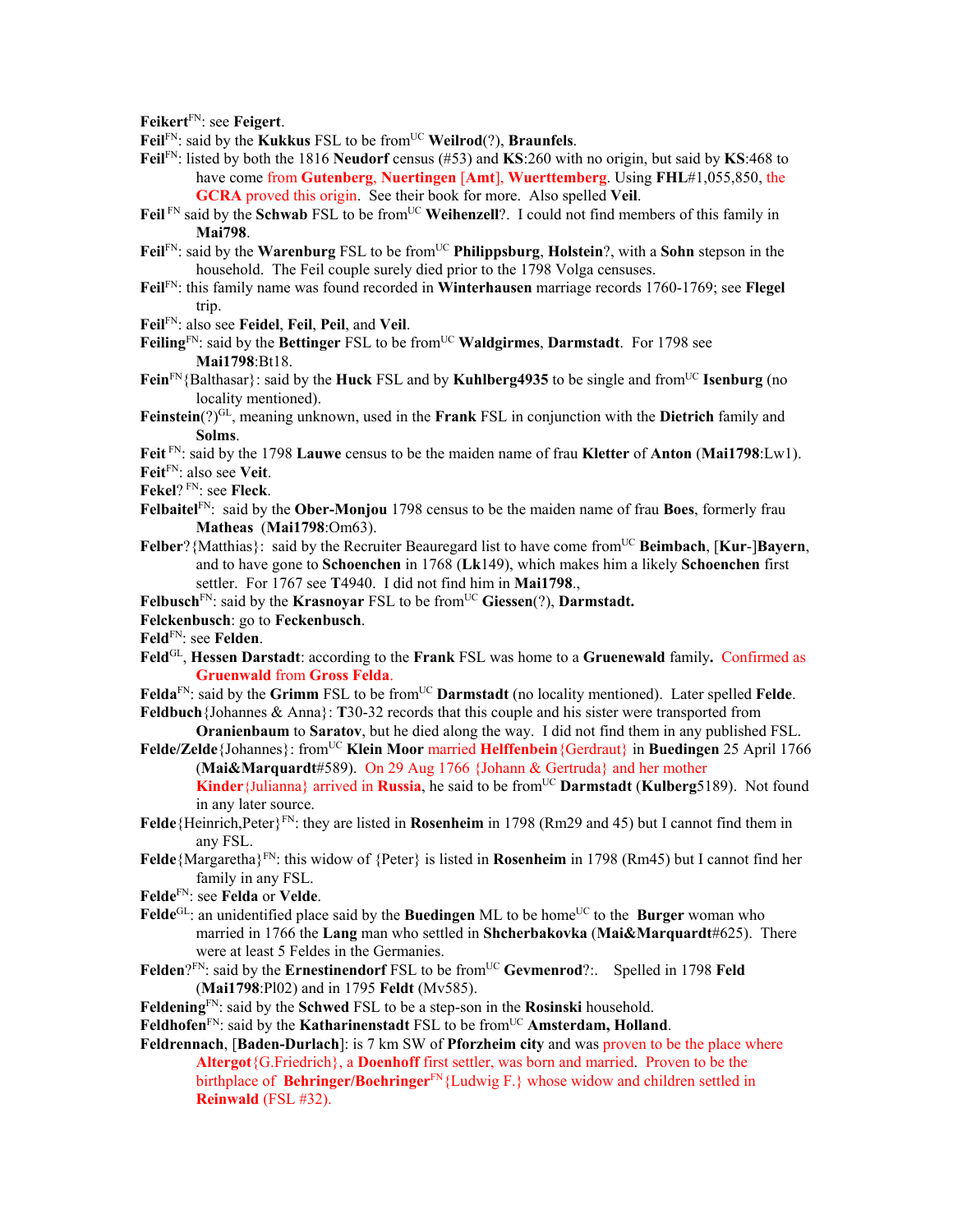**Feikert**FN: see **Feigert**.

**Feil**FN: said by the **Kukkus** FSL to be fromUC **Weilrod**(?), **Braunfels**.

**Feil**FN: listed by both the 1816 **Neudorf** census (#53) and **KS**:260 with no origin, but said by **KS**:468 to have come from **Gutenberg**, **Nuertingen** [**Amt**], **Wuerttemberg**. Using **FHL**#1,055,850, the **GCRA** proved this origin. See their book for more. Also spelled **Veil**.

**Feil** FN said by the **Schwab** FSL to be fromUC **Weihenzell**?. I could not find members of this family in **Mai798**.

**Feil**FN: said by the **Warenburg** FSL to be fromUC **Philippsburg**, **Holstein**?, with a **Sohn** stepson in the household. The Feil couple surely died prior to the 1798 Volga censuses.

**Feil**FN: this family name was found recorded in **Winterhausen** marriage records 1760-1769; see **Flegel** trip.

**Feil**FN: also see **Feidel**, **Feil**, **Peil**, and **Veil**.

**Feiling**FN: said by the **Bettinger** FSL to be fromUC **Waldgirmes**, **Darmstadt**. For 1798 see **Mai1798**:Bt18.

**Fein**FN{Balthasar}: said by the **Huck** FSL and by **Kuhlberg4935** to be single and fromUC **Isenburg** (no locality mentioned).

**Feinstein**(?)GL, meaning unknown, used in the **Frank** FSL in conjunction with the **Dietrich** family and **Solms**.

**Feit** FN: said by the 1798 **Lauwe** census to be the maiden name of frau **Kletter** of **Anton** (**Mai1798**:Lw1).

**Feit**FN: also see **Veit**.

**Fekel**? FN: see **Fleck**.

**Felbaitel**FN: said by the **Ober-Monjou** 1798 census to be the maiden name of frau **Boes**, formerly frau **Matheas** (**Mai1798**:Om63).

**Felber**?{Matthias}: said by the Recruiter Beauregard list to have come fromUC **Beimbach**, [**Kur**-]**Bayern**, and to have gone to **Schoenchen** in 1768 (**Lk**149), which makes him a likely **Schoenchen** first settler. For 1767 see **T**4940. I did not find him in **Mai1798**.,

**Felbusch**FN: said by the **Krasnoyar** FSL to be fromUC **Giessen**(?), **Darmstadt.**

**Felckenbusch**: go to **Feckenbusch**.

**Feld**FN: see **Felden**.

**Feld**GL, **Hessen Darstadt**: according to the **Frank** FSL was home to a **Gruenewald** family**.** Confirmed as **Gruenwald** from **Gross Felda**.

**Felda**FN: said by the **Grimm** FSL to be fromUC **Darmstadt** (no locality mentioned). Later spelled **Felde**.

**Feldbuch**{Johannes & Anna}: **T**30-32 records that this couple and his sister were transported from **Oranienbaum** to **Saratov**, but he died along the way. I did not find them in any published FSL.

**Felde/Zelde**{Johannes}: fromUC **Klein Moor** married **Helffenbein**{Gerdraut} in **Buedingen** 25 April 1766 (**Mai&Marquardt**#589). On 29 Aug 1766 {Johann & Gertruda} and her mother **Kinder**{Julianna} arrived in **Russia**, he said to be fromUC **Darmstadt** (**Kulberg**5189). Not found in any later source.

**Felde**{Heinrich,Peter}FN: they are listed in **Rosenheim** in 1798 (Rm29 and 45) but I cannot find them in any FSL.

**Felde**{Margaretha}FN: this widow of {Peter} is listed in **Rosenheim** in 1798 (Rm45) but I cannot find her family in any FSL.

**Felde**FN: see **Felda** or **Velde**.

**Felde**GL: an unidentified place said by the **Buedingen** ML to be homeUC to the **Burger** woman who married in 1766 the **Lang** man who settled in **Shcherbakovka** (**Mai&Marquardt**#625). There were at least 5 Feldes in the Germanies.

**Felden**?FN: said by the **Ernestinendorf** FSL to be fromUC **Gevmenrod**?:. Spelled in 1798 **Feld** (**Mai1798**:Pl02) and in 1795 **Feldt** (Mv585).

**Feldening**FN: said by the **Schwed** FSL to be a step-son in the **Rosinski** household.

**Feldhofen**FN: said by the **Katharinenstadt** FSL to be fromUC **Amsterdam, Holland**.

**Feldrennach**, [**Baden-Durlach**]: is 7 km SW of **Pforzheim city** and was proven to be the place where **Altergot**{G.Friedrich}, a **Doenhoff** first settler, was born and married. Proven to be the birthplace of **Behringer/Boehringer**FN{Ludwig F.} whose widow and children settled in **Reinwald** (FSL #32).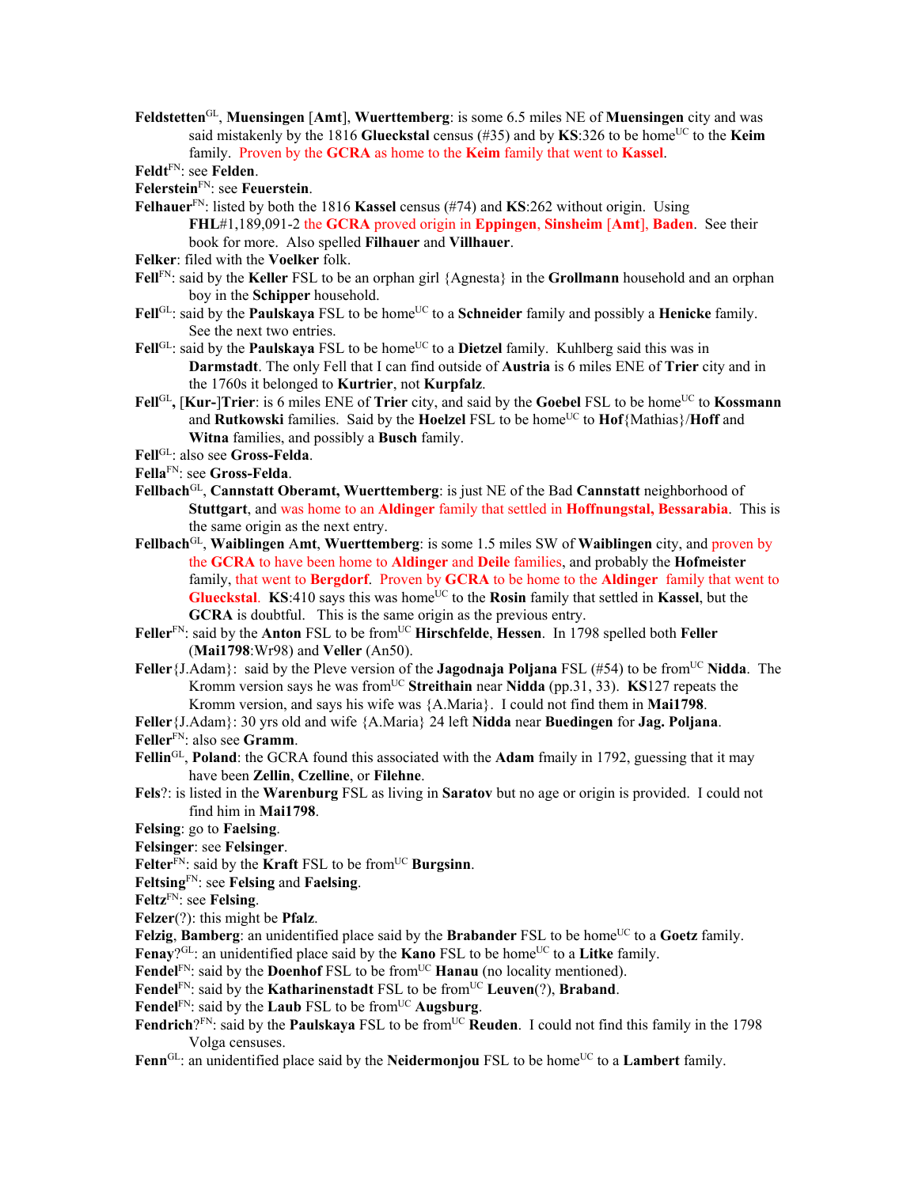**Feldstetten**[GL], **Muensingen** [**Amt**], **Wuerttemberg**: is some 6.5 miles NE of **Muensingen** city and was said mistakenly by the 1816 **Glueckstal** census (#35) and by **KS**:326 to be home[UC] to the **Keim** family. Proven by the **GCRA** as home to the **Keim** family that went to **Kassel**.

**Feldt**[FN]: see **Felden**.

**Felerstein**[FN]: see **Feuerstein**.

**Felhauer**[FN]: listed by both the 1816 **Kassel** census (#74) and **KS**:262 without origin. Using **FHL**#1,189,091-2 the **GCRA** proved origin in **Eppingen**, **Sinsheim** [**Amt**], **Baden**. See their book for more. Also spelled **Filhauer** and **Villhauer**.

**Felker**: filed with the **Voelker** folk.

**Fell**[FN]: said by the **Keller** FSL to be an orphan girl {Agnesta} in the **Grollmann** household and an orphan boy in the **Schipper** household.

**Fell**[GL]: said by the **Paulskaya** FSL to be home[UC] to a **Schneider** family and possibly a **Henicke** family. See the next two entries.

**Fell**[GL]: said by the **Paulskaya** FSL to be home[UC] to a **Dietzel** family. Kuhlberg said this was in **Darmstadt**. The only Fell that I can find outside of **Austria** is 6 miles ENE of **Trier** city and in the 1760s it belonged to **Kurtrier**, not **Kurpfalz**.

**Fell**[GL]**,** [**Kur-**]**Trier**: is 6 miles ENE of **Trier** city, and said by the **Goebel** FSL to be home[UC] to **Kossmann** and **Rutkowski** families. Said by the **Hoelzel** FSL to be home[UC] to **Hof**{Mathias}/**Hoff** and **Witna** families, and possibly a **Busch** family.

**Fell**[GL]: also see **Gross-Felda**.

**Fella**[FN]: see **Gross-Felda**.

**Fellbach**[GL], **Cannstatt Oberamt, Wuerttemberg**: is just NE of the Bad **Cannstatt** neighborhood of **Stuttgart**, and was home to an **Aldinger** family that settled in **Hoffnungstal, Bessarabia**. This is the same origin as the next entry.

**Fellbach**[GL], **Waiblingen** Amt, **Wuerttemberg**: is some 1.5 miles SW of **Waiblingen** city, and proven by the **GCRA** to have been home to **Aldinger** and **Deile** families, and probably the **Hofmeister** family, that went to **Bergdorf**. Proven by **GCRA** to be home to the **Aldinger** family that went to **Glueckstal**. **KS**:410 says this was home[UC] to the **Rosin** family that settled in **Kassel**, but the **GCRA** is doubtful. This is the same origin as the previous entry.

**Feller**[FN]: said by the **Anton** FSL to be from[UC] **Hirschfelde**, **Hessen**. In 1798 spelled both **Feller** (**Mai1798**:Wr98) and **Veller** (An50).

**Feller**{J.Adam}: said by the Pleve version of the **Jagodnaja Poljana** FSL (#54) to be from[UC] **Nidda**. The Kromm version says he was from[UC] **Streithain** near **Nidda** (pp.31, 33). **KS**127 repeats the Kromm version, and says his wife was {A.Maria}. I could not find them in **Mai1798**.

**Feller**{J.Adam}: 30 yrs old and wife {A.Maria} 24 left **Nidda** near **Buedingen** for **Jag. Poljana**.

**Feller**[FN]: also see **Gramm**.

**Fellin**[GL], **Poland**: the GCRA found this associated with the **Adam** fmaily in 1792, guessing that it may have been **Zellin**, **Czelline**, or **Filehne**.

**Fels**?: is listed in the **Warenburg** FSL as living in **Saratov** but no age or origin is provided. I could not find him in **Mai1798**.

**Felsing**: go to **Faelsing**.

**Felsinger**: see **Felsinger**.

**Felter**[FN]: said by the **Kraft** FSL to be from[UC] **Burgsinn**.

**Feltsing**[FN]: see **Felsing** and **Faelsing**.

**Feltz**[FN]: see **Felsing**.

**Felzer**(?): this might be **Pfalz**.

**Felzig**, **Bamberg**: an unidentified place said by the **Brabander** FSL to be home[UC] to a **Goetz** family.

**Fenay**?[GL]: an unidentified place said by the **Kano** FSL to be home[UC] to a **Litke** family.

**Fendel**[FN]: said by the **Doenhof** FSL to be from[UC] **Hanau** (no locality mentioned).

**Fendel**[FN]: said by the **Katharinenstadt** FSL to be from[UC] **Leuven**(?), **Braband**.

**Fendel**[FN]: said by the **Laub** FSL to be from[UC] **Augsburg**.

**Fendrich**?[FN]: said by the **Paulskaya** FSL to be from[UC] **Reuden**. I could not find this family in the 1798 Volga censuses.

**Fenn**[GL]: an unidentified place said by the **Neidermonjou** FSL to be home[UC] to a **Lambert** family.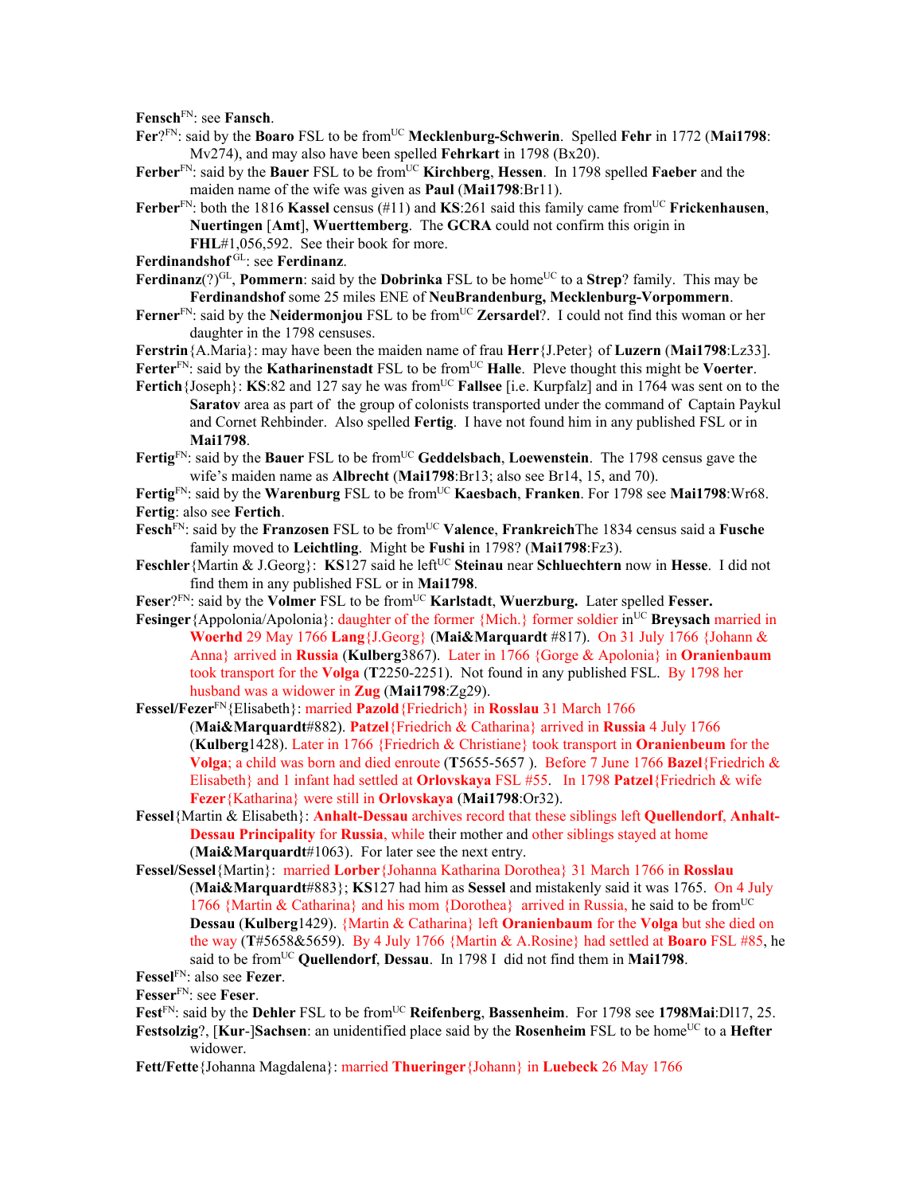**Fensch**[FN]: see **Fansch**.

**Fer**?[FN]: said by the **Boaro** FSL to be from[UC] **Mecklenburg-Schwerin**. Spelled **Fehr** in 1772 (**Mai1798**: Mv274), and may also have been spelled **Fehrkart** in 1798 (Bx20).

**Ferber**[FN]: said by the **Bauer** FSL to be from[UC] **Kirchberg**, **Hessen**. In 1798 spelled **Faeber** and the maiden name of the wife was given as **Paul** (**Mai1798**:Br11).

**Ferber**[FN]: both the 1816 **Kassel** census (#11) and **KS**:261 said this family came from[UC] **Frickenhausen**, **Nuertingen** [**Amt**], **Wuerttemberg**. The **GCRA** could not confirm this origin in **FHL**#1,056,592. See their book for more.

**Ferdinandshof**[GL]: see **Ferdinanz**.

**Ferdinanz**(?)[GL], **Pommern**: said by the **Dobrinka** FSL to be home[UC] to a **Strep**? family. This may be **Ferdinandshof** some 25 miles ENE of **NeuBrandenburg, Mecklenburg-Vorpommern**.

**Ferner**[FN]: said by the **Neidermonjou** FSL to be from[UC] **Zersardel**?. I could not find this woman or her daughter in the 1798 censuses.

**Ferstrin**{A.Maria}: may have been the maiden name of frau **Herr**{J.Peter} of **Luzern** (**Mai1798**:Lz33].

**Ferter**[FN]: said by the **Katharinenstadt** FSL to be from[UC] **Halle**. Pleve thought this might be **Voerter**.

**Fertich**{Joseph}: **KS**:82 and 127 say he was from[UC] **Fallsee** [i.e. Kurpfalz] and in 1764 was sent on to the **Saratov** area as part of the group of colonists transported under the command of Captain Paykul and Cornet Rehbinder. Also spelled **Fertig**. I have not found him in any published FSL or in **Mai1798**.

**Fertig**[FN]: said by the **Bauer** FSL to be from[UC] **Geddelsbach**, **Loewenstein**. The 1798 census gave the wife's maiden name as **Albrecht** (**Mai1798**:Br13; also see Br14, 15, and 70).

**Fertig**[FN]: said by the **Warenburg** FSL to be from[UC] **Kaesbach**, **Franken**. For 1798 see **Mai1798**:Wr68.

**Fertig**: also see **Fertich**.

**Fesch**[FN]: said by the **Franzosen** FSL to be from[UC] **Valence**, **Frankreich**The 1834 census said a **Fusche** family moved to **Leichtling**. Might be **Fushi** in 1798? (**Mai1798**:Fz3).

**Feschler**{Martin & J.Georg}: **KS**127 said he left[UC] **Steinau** near **Schluechtern** now in **Hesse**. I did not find them in any published FSL or in **Mai1798**.

**Feser**?[FN]: said by the **Volmer** FSL to be from[UC] **Karlstadt**, **Wuerzburg.** Later spelled **Fesser.**

**Fesinger**{Appolonia/Apolonia}: daughter of the former {Mich.} former soldier in[UC] **Breysach** married in **Woerhd** 29 May 1766 **Lang**{J.Georg} (**Mai&Marquardt** #817). On 31 July 1766 {Johann & Anna} arrived in **Russia** (**Kulberg**3867). Later in 1766 {Gorge & Apolonia} in **Oranienbaum** took transport for the **Volga** (**T**2250-2251). Not found in any published FSL. By 1798 her husband was a widower in **Zug** (**Mai1798**:Zg29).

**Fessel/Fezer**[FN]{Elisabeth}: married **Pazold**{Friedrich} in **Rosslau** 31 March 1766 (**Mai&Marquardt**#882). **Patzel**{Friedrich & Catharina} arrived in **Russia** 4 July 1766 (**Kulberg**1428). Later in 1766 {Friedrich & Christiane} took transport in **Oranienbeum** for the **Volga**; a child was born and died enroute (**T**5655-5657 ). Before 7 June 1766 **Bazel**{Friedrich & Elisabeth} and 1 infant had settled at **Orlovskaya** FSL #55. In 1798 **Patzel**{Friedrich & wife **Fezer**{Katharina} were still in **Orlovskaya** (**Mai1798**:Or32).

**Fessel**{Martin & Elisabeth}: **Anhalt-Dessau** archives record that these siblings left **Quellendorf**, **Anhalt-Dessau Principality** for **Russia**, while their mother and other siblings stayed at home (**Mai&Marquardt**#1063). For later see the next entry.

**Fessel/Sessel**{Martin}: married **Lorber**{Johanna Katharina Dorothea} 31 March 1766 in **Rosslau** (**Mai&Marquardt**#883}; **KS**127 had him as **Sessel** and mistakenly said it was 1765. On 4 July 1766 {Martin & Catharina} and his mom {Dorothea} arrived in Russia, he said to be from[UC] **Dessau** (**Kulberg**1429). {Martin & Catharina} left **Oranienbaum** for the **Volga** but she died on the way (**T**#5658&5659). By 4 July 1766 {Martin & A.Rosine} had settled at **Boaro** FSL #85, he said to be from[UC] **Quellendorf**, **Dessau**. In 1798 I did not find them in **Mai1798**.

**Fessel**[FN]: also see **Fezer**.

**Fesser**[FN]: see **Feser**.

**Fest**[FN]: said by the **Dehler** FSL to be from[UC] **Reifenberg**, **Bassenheim**. For 1798 see **1798Mai**:Dl17, 25.

**Festsolzig**?, [**Kur**-]**Sachsen**: an unidentified place said by the **Rosenheim** FSL to be home[UC] to a **Hefter** widower.

**Fett/Fette**{Johanna Magdalena}: married **Thueringer**{Johann} in **Luebeck** 26 May 1766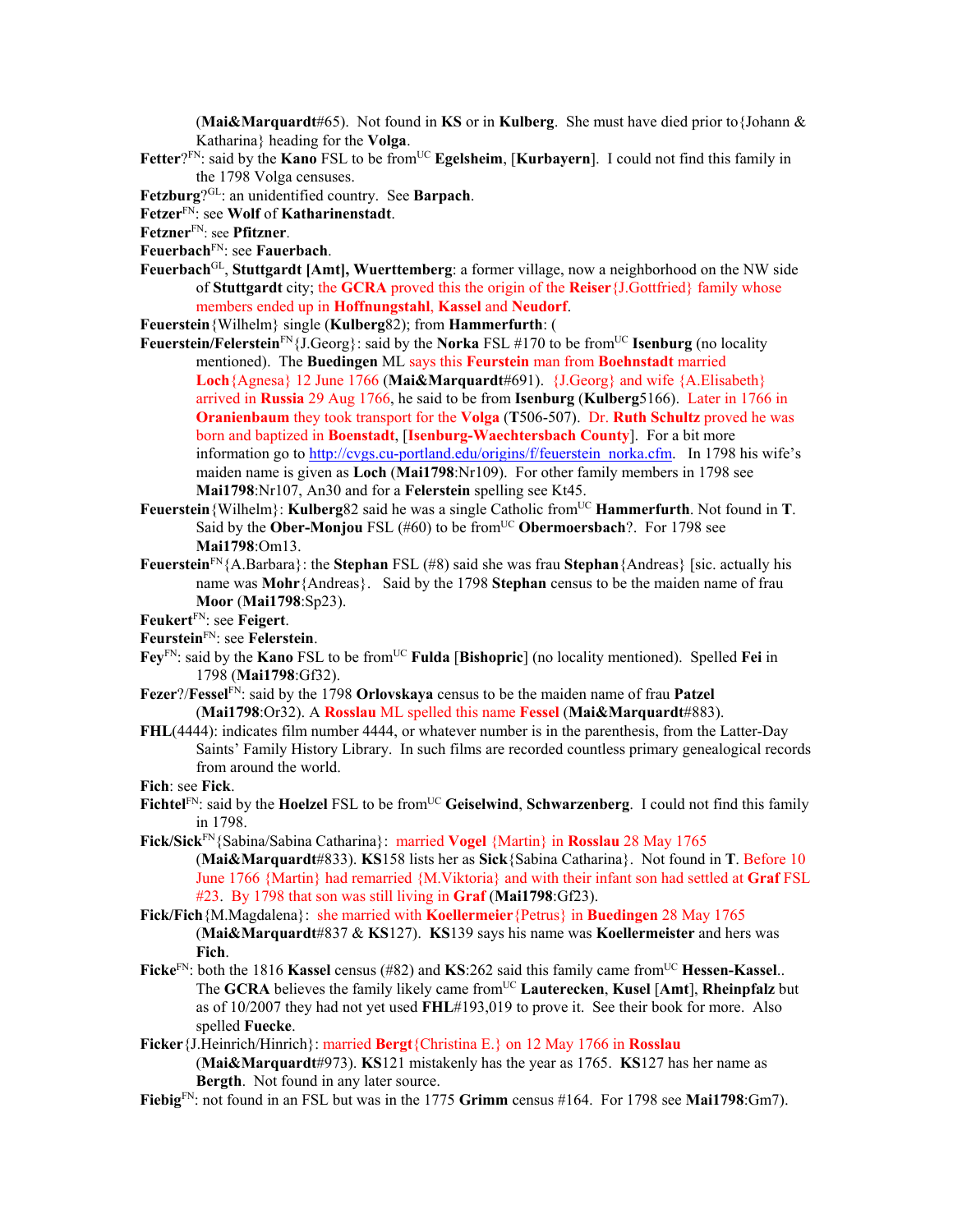(**Mai&Marquardt**#65). Not found in **KS** or in **Kulberg**. She must have died prior to{Johann & Katharina} heading for the **Volga**.

**Fetter**?[FN]: said by the **Kano** FSL to be from[UC] **Egelsheim**, [**Kurbayern**]. I could not find this family in the 1798 Volga censuses.

**Fetzburg**?[GL]: an unidentified country. See **Barpach**.

**Fetzer**[FN]: see **Wolf** of **Katharinenstadt**.

**Fetzner**[FN]: see **Pfitzner**.

**Feuerbach**[FN]: see **Fauerbach**.

**Feuerbach**[GL], **Stuttgardt [Amt], Wuerttemberg**: a former village, now a neighborhood on the NW side of **Stuttgardt** city; the **GCRA** proved this the origin of the **Reiser**{J.Gottfried} family whose members ended up in **Hoffnungstahl**, **Kassel** and **Neudorf**.

**Feuerstein**{Wilhelm} single (**Kulberg**82); from **Hammerfurth**: (

**Feuerstein/Felerstein**[FN]{J.Georg}: said by the **Norka** FSL #170 to be from[UC] **Isenburg** (no locality mentioned). The **Buedingen** ML says this **Feurstein** man from **Boehnstadt** married **Loch**{Agnesa} 12 June 1766 (**Mai&Marquardt**#691). {J.Georg} and wife {A.Elisabeth} arrived in **Russia** 29 Aug 1766, he said to be from **Isenburg** (**Kulberg**5166). Later in 1766 in **Oranienbaum** they took transport for the **Volga** (**T**506-507). Dr. **Ruth Schultz** proved he was born and baptized in **Boenstadt**, [**Isenburg-Waechtersbach County**]. For a bit more information go to http://cvgs.cu-portland.edu/origins/f/feuerstein_norka.cfm. In 1798 his wife's maiden name is given as **Loch** (**Mai1798**:Nr109). For other family members in 1798 see **Mai1798**:Nr107, An30 and for a **Felerstein** spelling see Kt45.

**Feuerstein**{Wilhelm}: **Kulberg**82 said he was a single Catholic from[UC] **Hammerfurth**. Not found in **T**. Said by the **Ober-Monjou** FSL (#60) to be from[UC] **Obermoersbach**?. For 1798 see **Mai1798**:Om13.

**Feuerstein**[FN]{A.Barbara}: the **Stephan** FSL (#8) said she was frau **Stephan**{Andreas} [sic. actually his name was **Mohr**{Andreas}. Said by the 1798 **Stephan** census to be the maiden name of frau **Moor** (**Mai1798**:Sp23).

**Feukert**[FN]: see **Feigert**.

**Feurstein**[FN]: see **Felerstein**.

**Fey**[FN]: said by the **Kano** FSL to be from[UC] **Fulda** [**Bishopric**] (no locality mentioned). Spelled **Fei** in 1798 (**Mai1798**:Gf32).

**Fezer**?/**Fessel**[FN]: said by the 1798 **Orlovskaya** census to be the maiden name of frau **Patzel** (**Mai1798**:Or32). A **Rosslau** ML spelled this name **Fessel** (**Mai&Marquardt**#883).

**FHL**(4444): indicates film number 4444, or whatever number is in the parenthesis, from the Latter-Day Saints' Family History Library. In such films are recorded countless primary genealogical records from around the world.

**Fich**: see **Fick**.

**Fichtel**[FN]: said by the **Hoelzel** FSL to be from[UC] **Geiselwind**, **Schwarzenberg**. I could not find this family in 1798.

**Fick/Sick**[FN]{Sabina/Sabina Catharina}: married **Vogel** {Martin} in **Rosslau** 28 May 1765 (**Mai&Marquardt**#833). **KS**158 lists her as **Sick**{Sabina Catharina}. Not found in **T**. Before 10 June 1766 {Martin} had remarried {M.Viktoria} and with their infant son had settled at **Graf** FSL #23. By 1798 that son was still living in **Graf** (**Mai1798**:Gf23).

**Fick/Fich**{M.Magdalena}: she married with **Koellermeier**{Petrus} in **Buedingen** 28 May 1765 (**Mai&Marquardt**#837 & **KS**127). **KS**139 says his name was **Koellermeister** and hers was **Fich**.

**Ficke**[FN]: both the 1816 **Kassel** census (#82) and **KS**:262 said this family came from[UC] **Hessen-Kassel**.. The **GCRA** believes the family likely came from[UC] **Lauterecken**, **Kusel** [**Amt**], **Rheinpfalz** but as of 10/2007 they had not yet used **FHL**#193,019 to prove it. See their book for more. Also spelled **Fuecke**.

**Ficker**{J.Heinrich/Hinrich}: married **Bergt**{Christina E.} on 12 May 1766 in **Rosslau** (**Mai&Marquardt**#973). **KS**121 mistakenly has the year as 1765. **KS**127 has her name as **Bergth**. Not found in any later source.

**Fiebig**[FN]: not found in an FSL but was in the 1775 **Grimm** census #164. For 1798 see **Mai1798**:Gm7).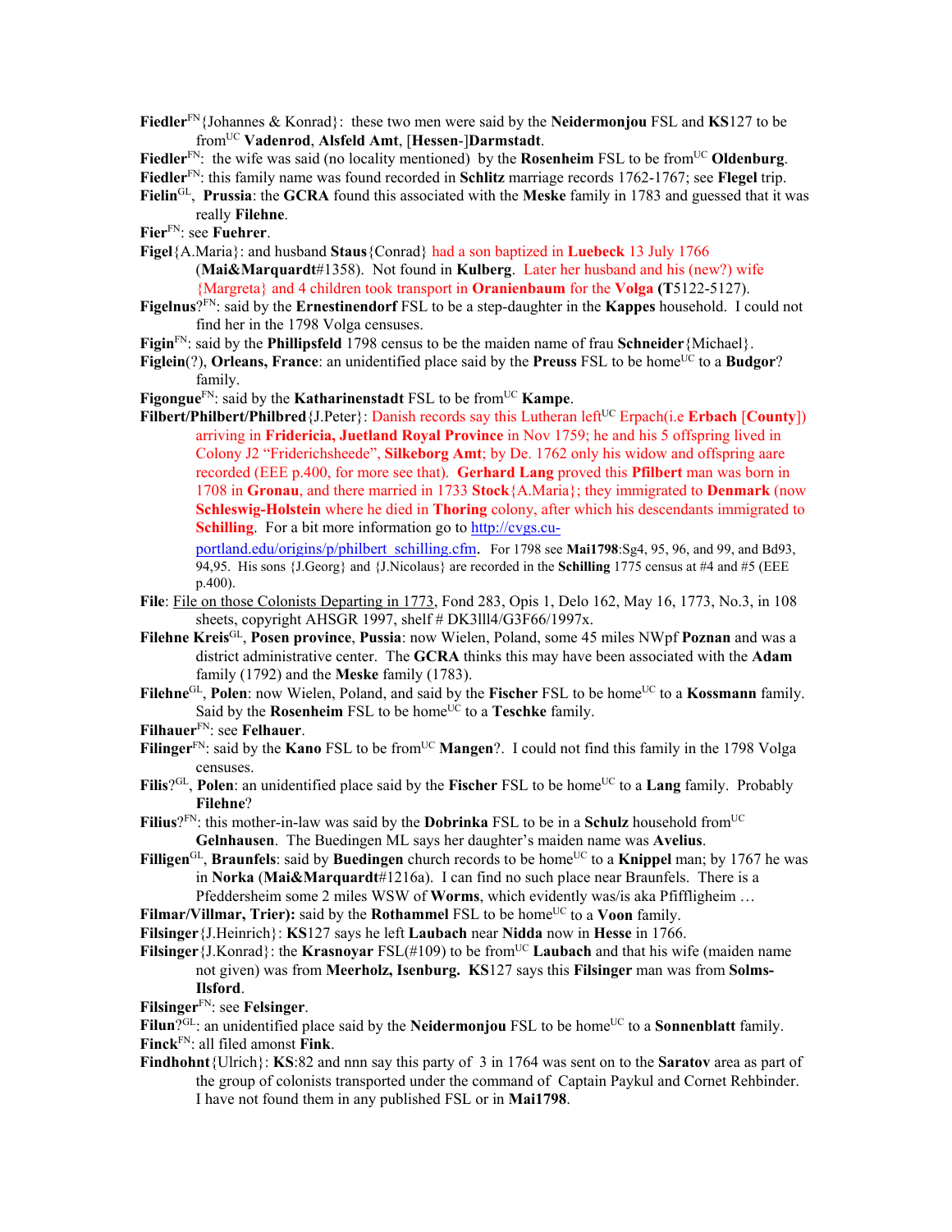**Fiedler**[FN]{Johannes & Konrad}: these two men were said by the **Neidermonjou** FSL and **KS**127 to be from[UC] **Vadenrod**, **Alsfeld Amt**, [**Hessen**-]**Darmstadt**.

**Fiedler**[FN]: the wife was said (no locality mentioned) by the **Rosenheim** FSL to be from[UC] **Oldenburg**.

**Fiedler**[FN]: this family name was found recorded in **Schlitz** marriage records 1762-1767; see **Flegel** trip.

**Fielin**[GL], **Prussia**: the **GCRA** found this associated with the **Meske** family in 1783 and guessed that it was really **Filehne**.

**Fier**[FN]: see **Fuehrer**.

**Figel**{A.Maria}: and husband **Staus**{Conrad} had a son baptized in **Luebeck** 13 July 1766 (**Mai&Marquardt**#1358). Not found in **Kulberg**. Later her husband and his (new?) wife {Margreta} and 4 children took transport in **Oranienbaum** for the **Volga** (**T**5122-5127).

**Figelnus**?[FN]: said by the **Ernestinendorf** FSL to be a step-daughter in the **Kappes** household. I could not find her in the 1798 Volga censuses.

**Figin**[FN]: said by the **Phillipsfeld** 1798 census to be the maiden name of frau **Schneider**{Michael}.

**Figlein**(?), **Orleans, France**: an unidentified place said by the **Preuss** FSL to be home[UC] to a **Budgor**? family.

**Figongue**[FN]: said by the **Katharinenstadt** FSL to be from[UC] **Kampe**.

**Filbert/Philbert/Philbred**{J.Peter}: Danish records say this Lutheran left[UC] Erpach(i.e **Erbach** [**County**]) arriving in **Fridericia, Juetland Royal Province** in Nov 1759; he and his 5 offspring lived in Colony J2 "Friderichsheede", **Silkeborg Amt**; by De. 1762 only his widow and offspring aare recorded (EEE p.400, for more see that). **Gerhard Lang** proved this **Pfilbert** man was born in 1708 in **Gronau**, and there married in 1733 **Stock**{A.Maria}; they immigrated to **Denmark** (now **Schleswig-Holstein** where he died in **Thoring** colony, after which his descendants immigrated to **Schilling**. For a bit more information go to http://cvgs.cu-portland.edu/origins/p/philbert_schilling.cfm. For 1798 see **Mai1798**:Sg4, 95, 96, and 99, and Bd93, 94,95. His sons {J.Georg} and {J.Nicolaus} are recorded in the **Schilling** 1775 census at #4 and #5 (EEE p.400).

**File**: File on those Colonists Departing in 1773, Fond 283, Opis 1, Delo 162, May 16, 1773, No.3, in 108 sheets, copyright AHSGR 1997, shelf # DK3lll4/G3F66/1997x.

**Filehne Kreis**[GL], **Posen province**, **Pussia**: now Wielen, Poland, some 45 miles NWpf **Poznan** and was a district administrative center. The **GCRA** thinks this may have been associated with the **Adam** family (1792) and the **Meske** family (1783).

**Filehne**[GL], **Polen**: now Wielen, Poland, and said by the **Fischer** FSL to be home[UC] to a **Kossmann** family. Said by the **Rosenheim** FSL to be home[UC] to a **Teschke** family.

**Filhauer**[FN]: see **Felhauer**.

**Filinger**[FN]: said by the **Kano** FSL to be from[UC] **Mangen**?. I could not find this family in the 1798 Volga censuses.

**Filis**?[GL], **Polen**: an unidentified place said by the **Fischer** FSL to be home[UC] to a **Lang** family. Probably **Filehne**?

**Filius**?[FN]: this mother-in-law was said by the **Dobrinka** FSL to be in a **Schulz** household from[UC] **Gelnhausen**. The Buedingen ML says her daughter's maiden name was **Avelius**.

**Filligen**[GL], **Braunfels**: said by **Buedingen** church records to be home[UC] to a **Knippel** man; by 1767 he was in **Norka** (**Mai&Marquardt**#1216a). I can find no such place near Braunfels. There is a Pfeddersheim some 2 miles WSW of **Worms**, which evidently was/is aka Pfiffligheim …

**Filmar/Villmar, Trier):** said by the **Rothammel** FSL to be home[UC] to a **Voon** family.

**Filsinger**{J.Heinrich}: **KS**127 says he left **Laubach** near **Nidda** now in **Hesse** in 1766.

**Filsinger**{J.Konrad}: the **Krasnoyar** FSL(#109) to be from[UC] **Laubach** and that his wife (maiden name not given) was from **Meerholz, Isenburg.** **KS**127 says this **Filsinger** man was from **Solms-Ilsford**.

**Filsinger**[FN]: see **Felsinger**.

**Filun**?[GL]: an unidentified place said by the **Neidermonjou** FSL to be home[UC] to a **Sonnenblatt** family.

**Finck**[FN]: all filed amonst **Fink**.

**Findhohnt**{Ulrich}: **KS**:82 and nnn say this party of 3 in 1764 was sent on to the **Saratov** area as part of the group of colonists transported under the command of Captain Paykul and Cornet Rehbinder. I have not found them in any published FSL or in **Mai1798**.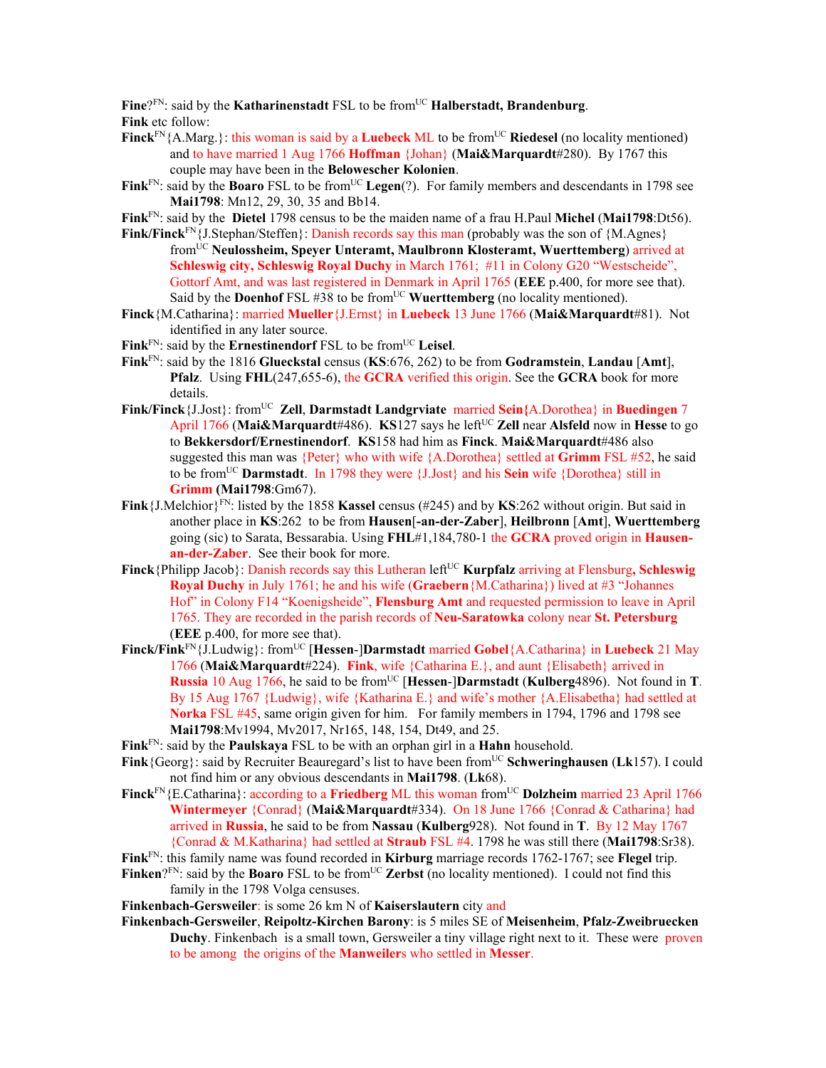**Fine**?[FN]: said by the **Katharinenstadt** FSL to be from[UC] **Halberstadt, Brandenburg**.

**Fink** etc follow:

**Finck**[FN]{A.Marg.}: this woman is said by a **Luebeck** ML to be from[UC] **Riedesel** (no locality mentioned) and to have married 1 Aug 1766 **Hoffman** {Johan} (**Mai&Marquardt**#280). By 1767 this couple may have been in the **Belowescher Kolonien**.

**Fink**[FN]: said by the **Boaro** FSL to be from[UC] **Legen**(?). For family members and descendants in 1798 see **Mai1798**: Mn12, 29, 30, 35 and Bb14.

**Fink**[FN]: said by the **Dietel** 1798 census to be the maiden name of a frau H.Paul **Michel** (**Mai1798**:Dt56).

**Fink/Finck**[FN]{J.Stephan/Steffen}: Danish records say this man (probably was the son of {M.Agnes} from[UC] **Neulossheim, Speyer Unteramt, Maulbronn Klosteramt, Wuerttemberg**) arrived at **Schleswig city, Schleswig Royal Duchy** in March 1761; #11 in Colony G20 "Westscheide", Gottorf Amt, and was last registered in Denmark in April 1765 (**EEE** p.400, for more see that). Said by the **Doenhof** FSL #38 to be from[UC] **Wuerttemberg** (no locality mentioned).

**Finck**{M.Catharina}: married **Mueller**{J.Ernst} in **Luebeck** 13 June 1766 (**Mai&Marquardt**#81). Not identified in any later source.

**Fink**[FN]: said by the **Ernestinendorf** FSL to be from[UC] **Leisel**.

**Fink**[FN]: said by the 1816 **Glueckstal** census (**KS**:676, 262) to be from **Godramstein**, **Landau** [**Amt**], **Pfalz**. Using **FHL**(247,655-6), the **GCRA** verified this origin. See the **GCRA** book for more details.

**Fink/Finck**{J.Jost}: from[UC] **Zell**, **Darmstadt Landgrviate** married **Sein**{A.Dorothea} in **Buedingen** 7 April 1766 (**Mai&Marquardt**#486). **KS**127 says he left[UC] **Zell** near **Alsfeld** now in **Hesse** to go to **Bekkersdorf/Ernestinendorf**. **KS**158 had him as **Finck**. **Mai&Marquardt**#486 also suggested this man was {Peter} who with wife {A.Dorothea} settled at **Grimm** FSL #52, he said to be from[UC] **Darmstadt**. In 1798 they were {J.Jost} and his **Sein** wife {Dorothea} still in **Grimm** (**Mai1798**:Gm67).

**Fink**{J.Melchior}[FN]: listed by the 1858 **Kassel** census (#245) and by **KS**:262 without origin. But said in another place in **KS**:262 to be from **Hausen**[**-an-der-Zaber**], **Heilbronn** [**Amt**], **Wuerttemberg** going (sic) to Sarata, Bessarabia. Using **FHL**#1,184,780-1 the **GCRA** proved origin in **Hausen-an-der-Zaber**. See their book for more.

**Finck**{Philipp Jacob}: Danish records say this Lutheran left[UC] **Kurpfalz** arriving at Flensburg, **Schleswig Royal Duchy** in July 1761; he and his wife (**Graebern**{M.Catharina}) lived at #3 "Johannes Hof" in Colony F14 "Koenigsheide", **Flensburg Amt** and requested permission to leave in April 1765. They are recorded in the parish records of **Neu-Saratowka** colony near **St. Petersburg** (**EEE** p.400, for more see that).

**Finck/Fink**[FN]{J.Ludwig}: from[UC] [**Hessen**-]**Darmstadt** married **Gobel**{A.Catharina} in **Luebeck** 21 May 1766 (**Mai&Marquardt**#224). **Fink**, wife {Catharina E.}, and aunt {Elisabeth} arrived in **Russia** 10 Aug 1766, he said to be from[UC] [**Hessen**-]**Darmstadt** (**Kulberg**4896). Not found in **T**. By 15 Aug 1767 {Ludwig}, wife {Katharina E.} and wife's mother {A.Elisabetha} had settled at **Norka** FSL #45, same origin given for him. For family members in 1794, 1796 and 1798 see **Mai1798**:Mv1994, Mv2017, Nr165, 148, 154, Dt49, and 25.

**Fink**[FN]: said by the **Paulskaya** FSL to be with an orphan girl in a **Hahn** household.

**Fink**{Georg}: said by Recruiter Beauregard's list to have been from[UC] **Schweringhausen** (**Lk**157). I could not find him or any obvious descendants in **Mai1798**. (**Lk**68).

**Finck**[FN]{E.Catharina}: according to a **Friedberg** ML this woman from[UC] **Dolzheim** married 23 April 1766 **Wintermeyer** {Conrad} (**Mai&Marquardt**#334). On 18 June 1766 {Conrad & Catharina} had arrived in **Russia**, he said to be from **Nassau** (**Kulberg**928). Not found in **T**. By 12 May 1767 {Conrad & M.Katharina} had settled at **Straub** FSL #4. 1798 he was still there (**Mai1798**:Sr38).

**Fink**[FN]: this family name was found recorded in **Kirburg** marriage records 1762-1767; see **Flegel** trip.

**Finken**?[FN]: said by the **Boaro** FSL to be from[UC] **Zerbst** (no locality mentioned). I could not find this family in the 1798 Volga censuses.

**Finkenbach-Gersweiler**: is some 26 km N of **Kaiserslautern** city and

**Finkenbach-Gersweiler**, **Reipoltz-Kirchen Barony**: is 5 miles SE of **Meisenheim**, **Pfalz-Zweibruecken Duchy**. Finkenbach is a small town, Gersweiler a tiny village right next to it. These were proven to be among the origins of the **Manweiler**s who settled in **Messer**.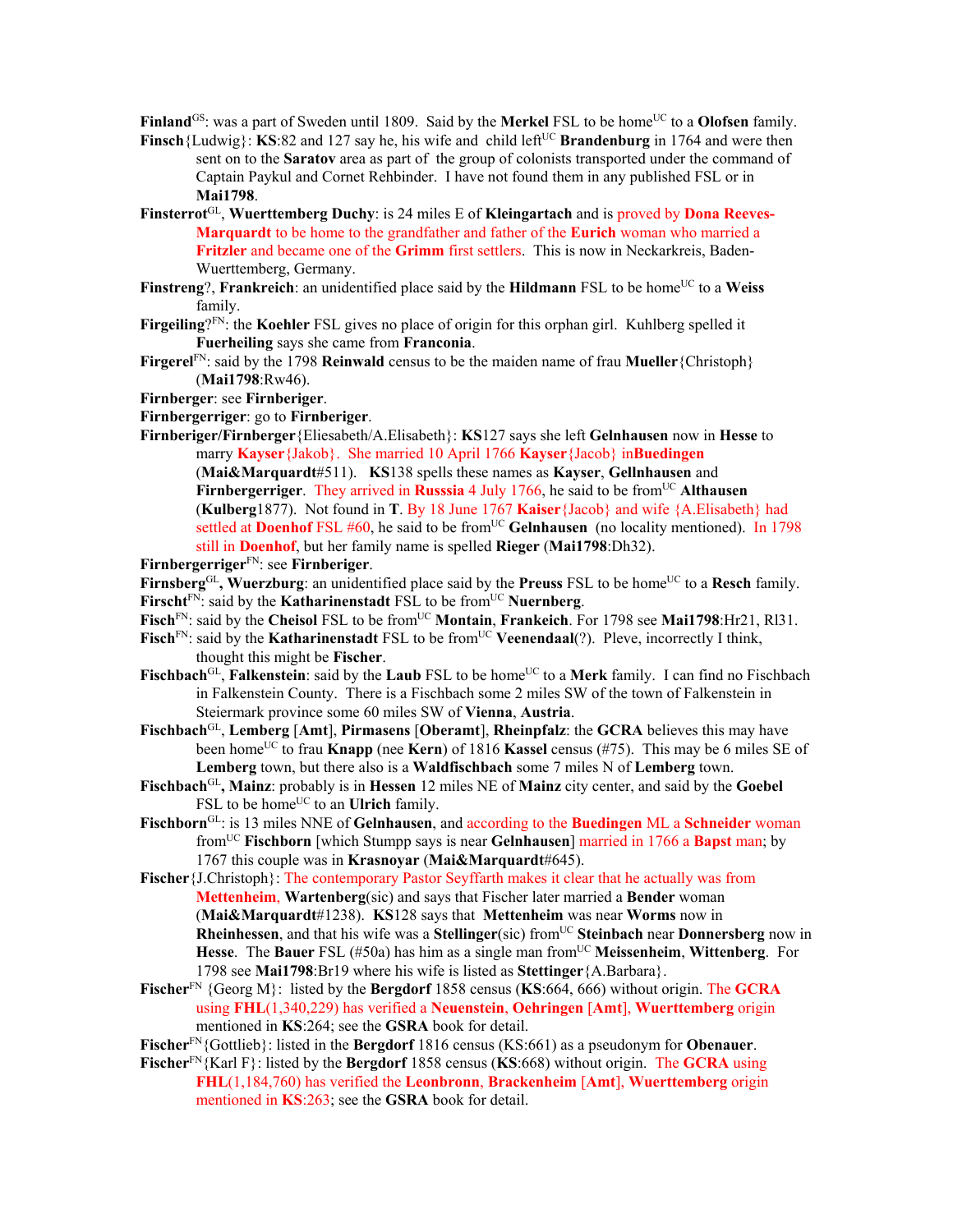**Finland**[GS]: was a part of Sweden until 1809. Said by the **Merkel** FSL to be home[UC] to a **Olofsen** family.

**Finsch**{Ludwig}: **KS**:82 and 127 say he, his wife and child left[UC] **Brandenburg** in 1764 and were then sent on to the **Saratov** area as part of the group of colonists transported under the command of Captain Paykul and Cornet Rehbinder. I have not found them in any published FSL or in **Mai1798**.

**Finsterrot**[GL], **Wuerttemberg Duchy**: is 24 miles E of **Kleingartach** and is proved by **Dona Reeves-Marquardt** to be home to the grandfather and father of the **Eurich** woman who married a **Fritzler** and became one of the **Grimm** first settlers. This is now in Neckarkreis, Baden-Wuerttemberg, Germany.

**Finstreng**?, **Frankreich**: an unidentified place said by the **Hildmann** FSL to be home[UC] to a **Weiss** family.

**Firgeiling**?[FN]: the **Koehler** FSL gives no place of origin for this orphan girl. Kuhlberg spelled it **Fuerheiling** says she came from **Franconia**.

**Firgerel**[FN]: said by the 1798 **Reinwald** census to be the maiden name of frau **Mueller**{Christoph} (**Mai1798**:Rw46).

**Firnberger**: see **Firnberiger**.

**Firnbergerriger**: go to **Firnberiger**.

**Firnberiger/Firnberger**{Eliesabeth/A.Elisabeth}: **KS**127 says she left **Gelnhausen** now in **Hesse** to marry **Kayser**{Jakob}. She married 10 April 1766 **Kayser**{Jacob} in**Buedingen** (**Mai&Marquardt**#511). **KS**138 spells these names as **Kayser**, **Gellnhausen** and **Firnbergerriger**. They arrived in **Russsia** 4 July 1766, he said to be from[UC] **Althausen** (**Kulberg**1877). Not found in **T**. By 18 June 1767 **Kaiser**{Jacob} and wife {A.Elisabeth} had settled at **Doenhof** FSL #60, he said to be from[UC] **Gelnhausen** (no locality mentioned). In 1798 still in **Doenhof**, but her family name is spelled **Rieger** (**Mai1798**:Dh32).

**Firnbergerriger**[FN]: see **Firnberiger**.

**Firnsberg**[GL]**, Wuerzburg**: an unidentified place said by the **Preuss** FSL to be home[UC] to a **Resch** family.

**Firscht**[FN]: said by the **Katharinenstadt** FSL to be from[UC] **Nuernberg**.

**Fisch**[FN]: said by the **Cheisol** FSL to be from[UC] **Montain**, **Frankeich**. For 1798 see **Mai1798**:Hr21, Rl31.

**Fisch**[FN]: said by the **Katharinenstadt** FSL to be from[UC] **Veenendaal**(?). Pleve, incorrectly I think, thought this might be **Fischer**.

**Fischbach**[GL], **Falkenstein**: said by the **Laub** FSL to be home[UC] to a **Merk** family. I can find no Fischbach in Falkenstein County. There is a Fischbach some 2 miles SW of the town of Falkenstein in Steiermark province some 60 miles SW of **Vienna**, **Austria**.

**Fischbach**[GL], **Lemberg** [**Amt**], **Pirmasens** [**Oberamt**], **Rheinpfalz**: the **GCRA** believes this may have been home[UC] to frau **Knapp** (nee **Kern**) of 1816 **Kassel** census (#75). This may be 6 miles SE of **Lemberg** town, but there also is a **Waldfischbach** some 7 miles N of **Lemberg** town.

**Fischbach**[GL]**, Mainz**: probably is in **Hessen** 12 miles NE of **Mainz** city center, and said by the **Goebel** FSL to be home[UC] to an **Ulrich** family.

**Fischborn**[GL]: is 13 miles NNE of **Gelnhausen**, and according to the **Buedingen** ML a **Schneider** woman from[UC] **Fischborn** [which Stumpp says is near **Gelnhausen**] married in 1766 a **Bapst** man; by 1767 this couple was in **Krasnoyar** (**Mai&Marquardt**#645).

**Fischer**{J.Christoph}: The contemporary Pastor Seyffarth makes it clear that he actually was from **Mettenheim**, **Wartenberg**(sic) and says that Fischer later married a **Bender** woman (**Mai&Marquardt**#1238). **KS**128 says that **Mettenheim** was near **Worms** now in **Rheinhessen**, and that his wife was a **Stellinger**(sic) from[UC] **Steinbach** near **Donnersberg** now in **Hesse**. The **Bauer** FSL (#50a) has him as a single man from[UC] **Meissenheim**, **Wittenberg**. For 1798 see **Mai1798**:Br19 where his wife is listed as **Stettinger**{A.Barbara}.

**Fischer**[FN] {Georg M}: listed by the **Bergdorf** 1858 census (**KS**:664, 666) without origin. The **GCRA** using **FHL**(1,340,229) has verified a **Neuenstein**, **Oehringen** [**Amt**], **Wuerttemberg** origin mentioned in **KS**:264; see the **GSRA** book for detail.

**Fischer**[FN]{Gottlieb}: listed in the **Bergdorf** 1816 census (KS:661) as a pseudonym for **Obenauer**.

**Fischer**[FN]{Karl F}: listed by the **Bergdorf** 1858 census (**KS**:668) without origin. The **GCRA** using **FHL**(1,184,760) has verified the **Leonbronn**, **Brackenheim** [**Amt**], **Wuerttemberg** origin mentioned in **KS**:263; see the **GSRA** book for detail.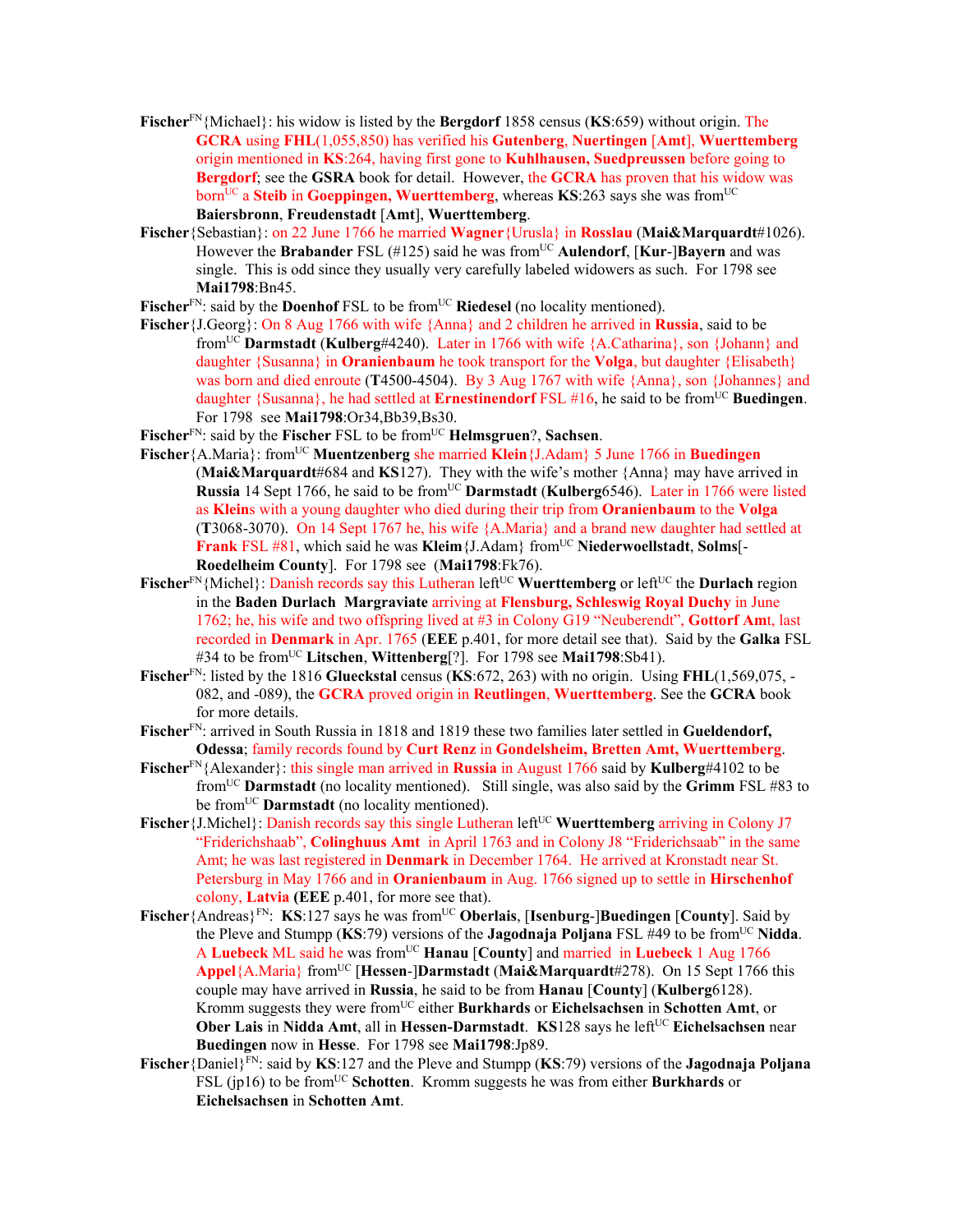**Fischer**[FN]{Michael}: his widow is listed by the **Bergdorf** 1858 census (**KS**:659) without origin. The **GCRA** using **FHL**(1,055,850) has verified his **Gutenberg**, **Nuertingen** [**Amt**], **Wuerttemberg** origin mentioned in **KS**:264, having first gone to **Kuhlhausen, Suedpreussen** before going to **Bergdorf**; see the **GSRA** book for detail. However, the **GCRA** has proven that his widow was born[UC] a **Steib** in **Goeppingen, Wuerttemberg**, whereas **KS**:263 says she was from[UC] **Baiersbronn**, **Freudenstadt** [**Amt**], **Wuerttemberg**.

**Fischer**{Sebastian}: on 22 June 1766 he married **Wagner**{Urusla} in **Rosslau** (**Mai&Marquardt**#1026). However the **Brabander** FSL (#125) said he was from[UC] **Aulendorf**, [**Kur**-]**Bayern** and was single. This is odd since they usually very carefully labeled widowers as such. For 1798 see **Mai1798**:Bn45.

**Fischer**[FN]: said by the **Doenhof** FSL to be from[UC] **Riedesel** (no locality mentioned).

**Fischer**{J.Georg}: On 8 Aug 1766 with wife {Anna} and 2 children he arrived in **Russia**, said to be from[UC] **Darmstadt** (**Kulberg**#4240). Later in 1766 with wife {A.Catharina}, son {Johann} and daughter {Susanna} in **Oranienbaum** he took transport for the **Volga**, but daughter {Elisabeth} was born and died enroute (**T**4500-4504). By 3 Aug 1767 with wife {Anna}, son {Johannes} and daughter {Susanna}, he had settled at **Ernestinendorf** FSL #16, he said to be from[UC] **Buedingen**. For 1798 see **Mai1798**:Or34,Bb39,Bs30.

**Fischer**[FN]: said by the **Fischer** FSL to be from[UC] **Helmsgruen**?, **Sachsen**.

**Fischer**{A.Maria}: from[UC] **Muentzenberg** she married **Klein**{J.Adam} 5 June 1766 in **Buedingen** (**Mai&Marquardt**#684 and **KS**127). They with the wife's mother {Anna} may have arrived in **Russia** 14 Sept 1766, he said to be from[UC] **Darmstadt** (**Kulberg**6546). Later in 1766 were listed as **Klein**s with a young daughter who died during their trip from **Oranienbaum** to the **Volga** (**T**3068-3070). On 14 Sept 1767 he, his wife {A.Maria} and a brand new daughter had settled at **Frank** FSL #81, which said he was **Kleim**{J.Adam} from[UC] **Niederwoellstadt**, **Solms**[-**Roedelheim County**]. For 1798 see (**Mai1798**:Fk76).

**Fischer**[FN]{Michel}: Danish records say this Lutheran left[UC] **Wuerttemberg** or left[UC] the **Durlach** region in the **Baden Durlach Margraviate** arriving at **Flensburg, Schleswig Royal Duchy** in June 1762; he, his wife and two offspring lived at #3 in Colony G19 "Neuberendt", **Gottorf Amt**, last recorded in **Denmark** in Apr. 1765 (**EEE** p.401, for more detail see that). Said by the **Galka** FSL #34 to be from[UC] **Litschen**, **Wittenberg**[?]. For 1798 see **Mai1798**:Sb41).

**Fischer**[FN]: listed by the 1816 **Glueckstal** census (**KS**:672, 263) with no origin. Using **FHL**(1,569,075, -082, and -089), the **GCRA** proved origin in **Reutlingen**, **Wuerttemberg**. See the **GCRA** book for more details.

**Fischer**[FN]: arrived in South Russia in 1818 and 1819 these two families later settled in **Gueldendorf, Odessa**; family records found by **Curt Renz** in **Gondelsheim, Bretten Amt, Wuerttemberg**.

**Fischer**[FN]{Alexander}: this single man arrived in **Russia** in August 1766 said by **Kulberg**#4102 to be from[UC] **Darmstadt** (no locality mentioned). Still single, was also said by the **Grimm** FSL #83 to be from[UC] **Darmstadt** (no locality mentioned).

**Fischer**{J.Michel}: Danish records say this single Lutheran left[UC] **Wuerttemberg** arriving in Colony J7 "Friderichshaab", **Colinghuus Amt** in April 1763 and in Colony J8 "Friderichsaab" in the same Amt; he was last registered in **Denmark** in December 1764. He arrived at Kronstadt near St. Petersburg in May 1766 and in **Oranienbaum** in Aug. 1766 signed up to settle in **Hirschenhof** colony, **Latvia** (**EEE** p.401, for more see that).

**Fischer**{Andreas}[FN]: **KS**:127 says he was from[UC] **Oberlais**, [**Isenburg**-]**Buedingen** [**County**]. Said by the Pleve and Stumpp (**KS**:79) versions of the **Jagodnaja Poljana** FSL #49 to be from[UC] **Nidda**. A **Luebeck** ML said he was from[UC] **Hanau** [**County**] and married in **Luebeck** 1 Aug 1766 **Appel**{A.Maria} from[UC] [**Hessen**-]**Darmstadt** (**Mai&Marquardt**#278). On 15 Sept 1766 this couple may have arrived in **Russia**, he said to be from **Hanau** [**County**] (**Kulberg**6128). Kromm suggests they were from[UC] either **Burkhards** or **Eichelsachsen** in **Schotten Amt**, or **Ober Lais** in **Nidda Amt**, all in **Hessen-Darmstadt**. **KS**128 says he left[UC] **Eichelsachsen** near **Buedingen** now in **Hesse**. For 1798 see **Mai1798**:Jp89.

**Fischer**{Daniel}[FN]: said by **KS**:127 and the Pleve and Stumpp (**KS**:79) versions of the **Jagodnaja Poljana** FSL (jp16) to be from[UC] **Schotten**. Kromm suggests he was from either **Burkhards** or **Eichelsachsen** in **Schotten Amt**.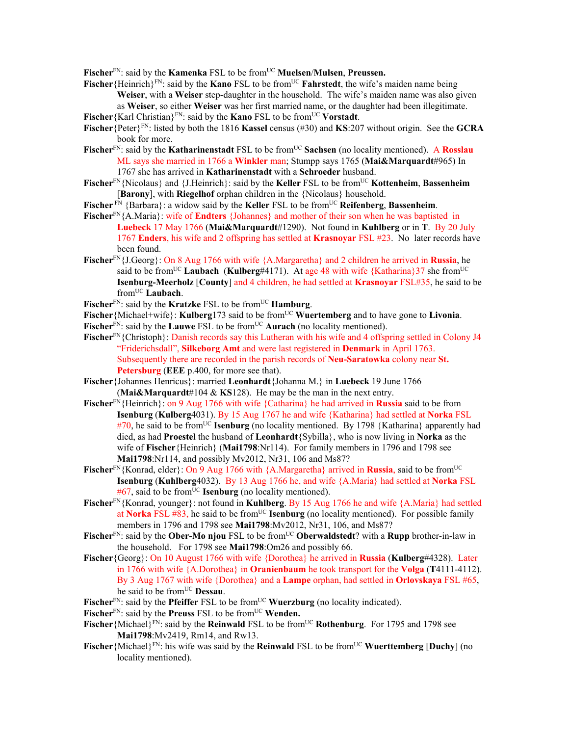**Fischer**[FN]: said by the **Kamenka** FSL to be from[UC] **Muelsen**/**Mulsen**, **Preussen.**

**Fischer**{Heinrich}[FN]: said by the **Kano** FSL to be from[UC] **Fahrstedt**, the wife's maiden name being **Weiser**, with a **Weiser** step-daughter in the household. The wife's maiden name was also given as **Weiser**, so either **Weiser** was her first married name, or the daughter had been illegitimate.

**Fischer**{Karl Christian}[FN]: said by the **Kano** FSL to be from[UC] **Vorstadt**.

**Fischer**{Peter}[FN]: listed by both the 1816 **Kassel** census (#30) and **KS**:207 without origin. See the **GCRA** book for more.

**Fischer**[FN]: said by the **Katharinenstadt** FSL to be from[UC] **Sachsen** (no locality mentioned). A **Rosslau** ML says she married in 1766 a **Winkler** man; Stumpp says 1765 (**Mai&Marquardt**#965) In 1767 she has arrived in **Katharinenstadt** with a **Schroeder** husband.

**Fischer**[FN]{Nicolaus} and {J.Heinrich}: said by the **Keller** FSL to be from[UC] **Kottenheim**, **Bassenheim** [**Barony**], with **Riegelhof** orphan children in the {Nicolaus} household.

**Fischer** [FN] {Barbara}: a widow said by the **Keller** FSL to be from[UC] **Reifenberg**, **Bassenheim**.

**Fischer**[FN]{A.Maria}: wife of **Endters** {Johannes} and mother of their son when he was baptisted in **Luebeck** 17 May 1766 (**Mai&Marquardt**#1290). Not found in **Kuhlberg** or in **T**. By 20 July 1767 **Enders**, his wife and 2 offspring has settled at **Krasnoyar** FSL #23. No later records have been found.

**Fischer**[FN]{J.Georg}: On 8 Aug 1766 with wife {A.Margaretha} and 2 children he arrived in **Russia**, he said to be from[UC] **Laubach** (**Kulberg**#4171). At age 48 with wife {Katharina}37 she from[UC] **Isenburg-Meerholz** [**County**] and 4 children, he had settled at **Krasnoyar** FSL#35, he said to be from[UC] **Laubach**.

**Fischer**[FN]: said by the **Kratzke** FSL to be from[UC] **Hamburg**.

**Fischer**{Michael+wife}: **Kulberg**173 said to be from[UC] **Wuertemberg** and to have gone to **Livonia**.

**Fischer**[FN]: said by the **Lauwe** FSL to be from[UC] **Aurach** (no locality mentioned).

**Fischer**[FN]{Christoph}: Danish records say this Lutheran with his wife and 4 offspring settled in Colony J4 "Friderichsdall", **Silkeborg Amt** and were last registered in **Denmark** in April 1763. Subsequently there are recorded in the parish records of **Neu-Saratowka** colony near **St. Petersburg** (**EEE** p.400, for more see that).

**Fischer**{Johannes Henricus}: married **Leonhardt**{Johanna M.} in **Luebeck** 19 June 1766 (**Mai&Marquardt**#104 & **KS**128). He may be the man in the next entry.

**Fischer**[FN]{Heinrich}: on 9 Aug 1766 with wife {Catharina} he had arrived in **Russia** said to be from **Isenburg** (**Kulberg**4031). By 15 Aug 1767 he and wife {Katharina} had settled at **Norka** FSL #70, he said to be from[UC] **Isenburg** (no locality mentioned. By 1798 {Katharina} apparently had died, as had **Proestel** the husband of **Leonhardt**{Sybilla}, who is now living in **Norka** as the wife of **Fischer**{Heinrich} (**Mai1798**:Nr114). For family members in 1796 and 1798 see **Mai1798**:Nr114, and possibly Mv2012, Nr31, 106 and Ms87?

**Fischer**[FN]{Konrad, elder}: On 9 Aug 1766 with {A.Margaretha} arrived in **Russia**, said to be from[UC] **Isenburg** (**Kuhlberg**4032). By 13 Aug 1766 he, and wife {A.Maria} had settled at **Norka** FSL #67, said to be from[UC] **Isenburg** (no locality mentioned).

**Fischer**[FN]{Konrad, younger}: not found in **Kuhlberg**. By 15 Aug 1766 he and wife {A.Maria} had settled at **Norka** FSL #83, he said to be from[UC] **Isenburg** (no locality mentioned). For possible family members in 1796 and 1798 see **Mai1798**:Mv2012, Nr31, 106, and Ms87?

**Fischer**[FN]: said by the **Ober-Mo njou** FSL to be from[UC] **Oberwaldstedt**? with a **Rupp** brother-in-law in the household. For 1798 see **Mai1798**:Om26 and possibly 66.

**Fischer**{Georg}: On 10 August 1766 with wife {Dorothea} he arrived in **Russia** (**Kulberg**#4328). Later in 1766 with wife {A.Dorothea} in **Oranienbaum** he took transport for the **Volga** (**T**4111-4112). By 3 Aug 1767 with wife {Dorothea} and a **Lampe** orphan, had settled in **Orlovskaya** FSL #65, he said to be from[UC] **Dessau**.

**Fischer**[FN]: said by the **Pfeiffer** FSL to be from[UC] **Wuerzburg** (no locality indicated).

**Fischer**[FN]: said by the **Preuss** FSL to be from[UC] **Wenden.**

**Fischer**{Michael}[FN]: said by the **Reinwald** FSL to be from[UC] **Rothenburg**. For 1795 and 1798 see **Mai1798**:Mv2419, Rm14, and Rw13.

**Fischer**{Michael}[FN]: his wife was said by the **Reinwald** FSL to be from[UC] **Wuerttemberg** [**Duchy**] (no locality mentioned).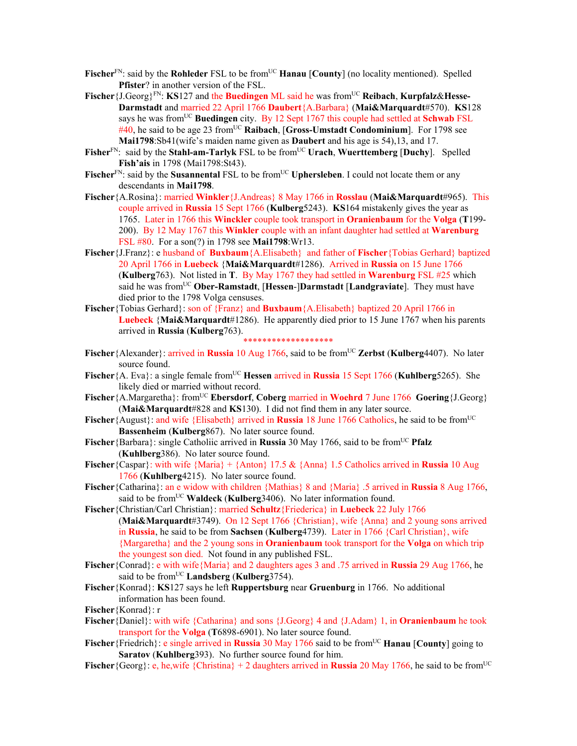**Fischer**[FN]: said by the **Rohleder** FSL to be from[UC] **Hanau** [**County**] (no locality mentioned). Spelled **Pfister**? in another version of the FSL.

**Fischer**{J.Georg}[FN]: **KS**127 and the **Buedingen** ML said he was from[UC] **Reibach**, **Kurpfalz**&**Hesse-Darmstadt** and married 22 April 1766 **Daubert**{A.Barbara} (**Mai&Marquardt**#570). **KS**128 says he was from[UC] **Buedingen** city. By 12 Sept 1767 this couple had settled at **Schwab** FSL #40, he said to be age 23 from[UC] **Raibach**, [**Gross-Umstadt Condominium**]. For 1798 see **Mai1798**:Sb41(wife's maiden name given as **Daubert** and his age is 54),13, and 17.

**Fisher**[FN]: said by the **Stahl-am-Tarlyk** FSL to be from[UC] **Urach**, **Wuerttemberg** [**Duchy**]. Spelled **Fish'ais** in 1798 (Mai1798:St43).

**Fischer**[FN]: said by the **Susannental** FSL to be from[UC] **Uphersleben**. I could not locate them or any descendants in **Mai1798**.

**Fischer**{A.Rosina}: married **Winkler**{J.Andreas} 8 May 1766 in **Rosslau** (**Mai&Marquardt**#965). This couple arrived in **Russia** 15 Sept 1766 (**Kulberg**5243). **KS**164 mistakenly gives the year as 1765. Later in 1766 this **Winckler** couple took transport in **Oranienbaum** for the **Volga** (**T**199-200). By 12 May 1767 this **Winkler** couple with an infant daughter had settled at **Warenburg** FSL #80. For a son(?) in 1798 see **Mai1798**:Wr13.

**Fischer**{J.Franz}: e husband of **Buxbaum**{A.Elisabeth} and father of **Fischer**{Tobias Gerhard} baptized 20 April 1766 in **Luebeck** {**Mai&Marquardt**#1286). Arrived in **Russia** on 15 June 1766 (**Kulberg**763). Not listed in **T**. By May 1767 they had settled in **Warenburg** FSL #25 which said he was from[UC] **Ober-Ramstadt**, [**Hessen**-]**Darmstadt** [**Landgraviate**]. They must have died prior to the 1798 Volga censuses.

**Fischer**{Tobias Gerhard}: son of {Franz} and **Buxbaum**{A.Elisabeth} baptized 20 April 1766 in **Luebeck** {**Mai&Marquardt**#1286). He apparently died prior to 15 June 1767 when his parents arrived in **Russia** (**Kulberg**763).

*******************

**Fischer**{Alexander}: arrived in **Russia** 10 Aug 1766, said to be from[UC] **Zerbst** (**Kulberg**4407). No later source found.

**Fischer**{A. Eva}: a single female from[UC] **Hessen** arrived in **Russia** 15 Sept 1766 (**Kuhlberg**5265). She likely died or married without record.

**Fischer**{A.Margaretha}: from[UC] **Ebersdorf**, **Coberg** married in **Woehrd** 7 June 1766 **Goering**{J.Georg} (**Mai&Marquardt**#828 and **KS**130). I did not find them in any later source.

**Fischer**{August}: and wife {Elisabeth} arrived in **Russia** 18 June 1766 Catholics, he said to be from[UC] **Bassenheim** (**Kulberg**867). No later source found.

**Fischer**{Barbara}: single Catholiic arrived in **Russia** 30 May 1766, said to be from[UC] **Pfalz** (**Kuhlberg**386). No later source found.

**Fischer**{Caspar}: with wife {Maria} + {Anton} 17.5 & {Anna} 1.5 Catholics arrived in **Russia** 10 Aug 1766 (**Kuhlberg**4215). No later source found.

**Fischer**{Catharina}: an e widow with children {Mathias} 8 and {Maria} .5 arrived in **Russia** 8 Aug 1766, said to be from[UC] **Waldeck** (**Kulberg**3406). No later information found.

**Fischer**{Christian/Carl Christian}: married **Schultz**{Friederica} in **Luebeck** 22 July 1766 (**Mai&Marquardt**#3749). On 12 Sept 1766 {Christian}, wife {Anna} and 2 young sons arrived in **Russia**, he said to be from **Sachsen** (**Kulberg**4739). Later in 1766 {Carl Christian}, wife {Margaretha} and the 2 young sons in **Oranienbaum** took transport for the **Volga** on which trip the youngest son died. Not found in any published FSL.

**Fischer**{Conrad}: e with wife{Maria} and 2 daughters ages 3 and .75 arrived in **Russia** 29 Aug 1766, he said to be from[UC] **Landsberg** (**Kulberg**3754).

**Fischer**{Konrad}: **KS**127 says he left **Ruppertsburg** near **Gruenburg** in 1766. No additional information has been found.

**Fischer**{Konrad}: r

**Fischer**{Daniel}: with wife {Catharina} and sons {J.Georg} 4 and {J.Adam} 1, in **Oranienbaum** he took transport for the **Volga** (**T**6898-6901). No later source found.

**Fischer**{Friedrich}: e single arrived in **Russia** 30 May 1766 said to be from[UC] **Hanau** [**County**] going to **Saratov** (**Kuhlberg**393). No further source found for him.

**Fischer**{Georg}: e, he,wife {Christina} + 2 daughters arrived in **Russia** 20 May 1766, he said to be from[UC]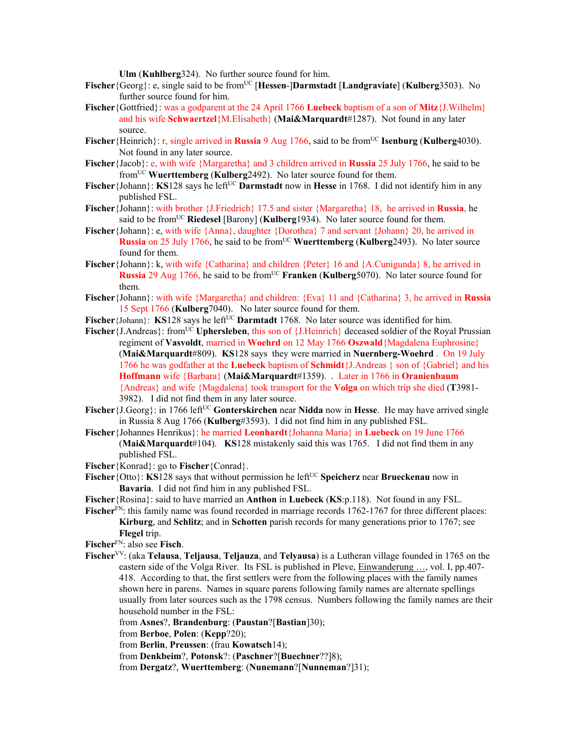**Ulm** (**Kuhlberg**324). No further source found for him.

**Fischer**{Georg}: e, single said to be from[UC] [Hessen-]**Darmstadt** [**Landgraviate**] (**Kulberg**3503). No further source found for him.

**Fischer**{Gottfried}: was a godparent at the 24 April 1766 **Luebeck** baptism of a son of **Mitz**{J.Wilhelm} and his wife **Schwaertzel**{M.Elisabeth} (**Mai&Marquardt**#1287). Not found in any later source.

**Fischer**{Heinrich}: r, single arrived in **Russia** 9 Aug 1766, said to be from[UC] **Isenburg** (**Kulberg**4030). Not found in any later source.

**Fischer**{Jacob}: e, with wife {Margaretha} and 3 children arrived in **Russia** 25 July 1766, he said to be from[UC] **Wuerttemberg** (**Kulberg**2492). No later source found for them.

**Fischer**{Johann}: **KS**128 says he left[UC] **Darmstadt** now in **Hesse** in 1768. I did not identify him in any published FSL.

**Fischer**{Johann}: with brother {J.Friedrich} 17.5 and sister {Margaretha} 18, he arrived in **Russia**, he said to be from[UC] **Riedesel** [Barony] (**Kulberg**1934). No later source found for them.

**Fischer**{Johann}: e, with wife {Anna}, daughter {Dorothea} 7 and servant {Johann} 20, he arrived in **Russia** on 25 July 1766, he said to be from[UC] **Wuerttemberg** (**Kulberg**2493). No later source found for them.

**Fischer**{Johann}: k, with wife {Catharina} and children {Peter} 16 and {A.Cunigunda} 8, he arrived in **Russia** 29 Aug 1766, he said to be from[UC] **Franken** (**Kulberg**5070). No later source found for them.

**Fischer**{Johann}: with wife {Margaretha} and children: {Eva} 11 and {Catharina} 3, he arrived in **Russia** 15 Sept 1766 (**Kulberg**7040). No later source found for them.

**Fischer**{Johann}: **KS**128 says he left[UC] **Darmtadt** 1768. No later source was identified for him.

**Fischer**{J.Andreas}: from[UC] **Uphersleben**, this son of {J.Heinrich} deceased soldier of the Royal Prussian regiment of **Vasvoldt**, married in **Woehrd** on 12 May 1766 **Oszwald**{Magdalena Euphrosine} (**Mai&Marquardt**#809). **KS**128 says they were married in **Nuernberg-Woehrd** . On 19 July 1766 he was godfather at the **Luebeck** baptism of **Schmidt**{J.Andreas } son of {Gabriel} and his **Hoffmann** wife {Barbara} (**Mai&Marquardt**#1359). . Later in 1766 in **Oranienbaum** {Andreas} and wife {Magdalena} took transport for the **Volga** on which trip she died (**T**3981-3982). I did not find them in any later source.

**Fischer**{J.Georg}: in 1766 left[UC] **Gonterskirchen** near **Nidda** now in **Hesse**. He may have arrived single in Russia 8 Aug 1766 (**Kulberg**#3593). I did not find him in any published FSL.

**Fischer**{Johannes Henrikus}: he married **Leonhardt**{Johanna Maria} in **Luebeck** on 19 June 1766 (**Mai&Marquardt**#104). **KS**128 mistakenly said this was 1765. I did not find them in any published FSL.

**Fischer**{Konrad}: go to **Fischer**{Conrad}.

**Fischer**{Otto}: **KS**128 says that without permission he left[UC] **Speicherz** near **Brueckenau** now in **Bavaria**. I did not find him in any published FSL.

**Fischer**{Rosina}: said to have married an **Anthon** in **Luebeck** (**KS**:p.118). Not found in any FSL.

**Fischer**[FN]: this family name was found recorded in marriage records 1762-1767 for three different places: **Kirburg**, and **Schlitz**; and in **Schotten** parish records for many generations prior to 1767; see **Flegel** trip.

**Fischer**[FN]: also see **Fisch**.

**Fischer**[VV]: (aka **Telausa**, **Teljausa**, **Teljauza**, and **Telyausa**) is a Lutheran village founded in 1765 on the eastern side of the Volga River. Its FSL is published in Pleve, Einwanderung …, vol. I, pp.407-418. According to that, the first settlers were from the following places with the family names shown here in parens. Names in square parens following family names are alternate spellings usually from later sources such as the 1798 census. Numbers following the family names are their household number in the FSL:

from **Asnes**?, **Brandenburg**: (**Paustan**?[**Bastian**]30);
from **Berboe**, **Polen**: (**Kepp**?20);
from **Berlin**, **Preussen**: (frau **Kowatsch**14);
from **Denkbeim**?, **Potonsk**?: (**Paschner**?[**Buechner**??]8);
from **Dergatz**?, **Wuerttemberg**: (**Nunemann**?[**Nunneman**?]31);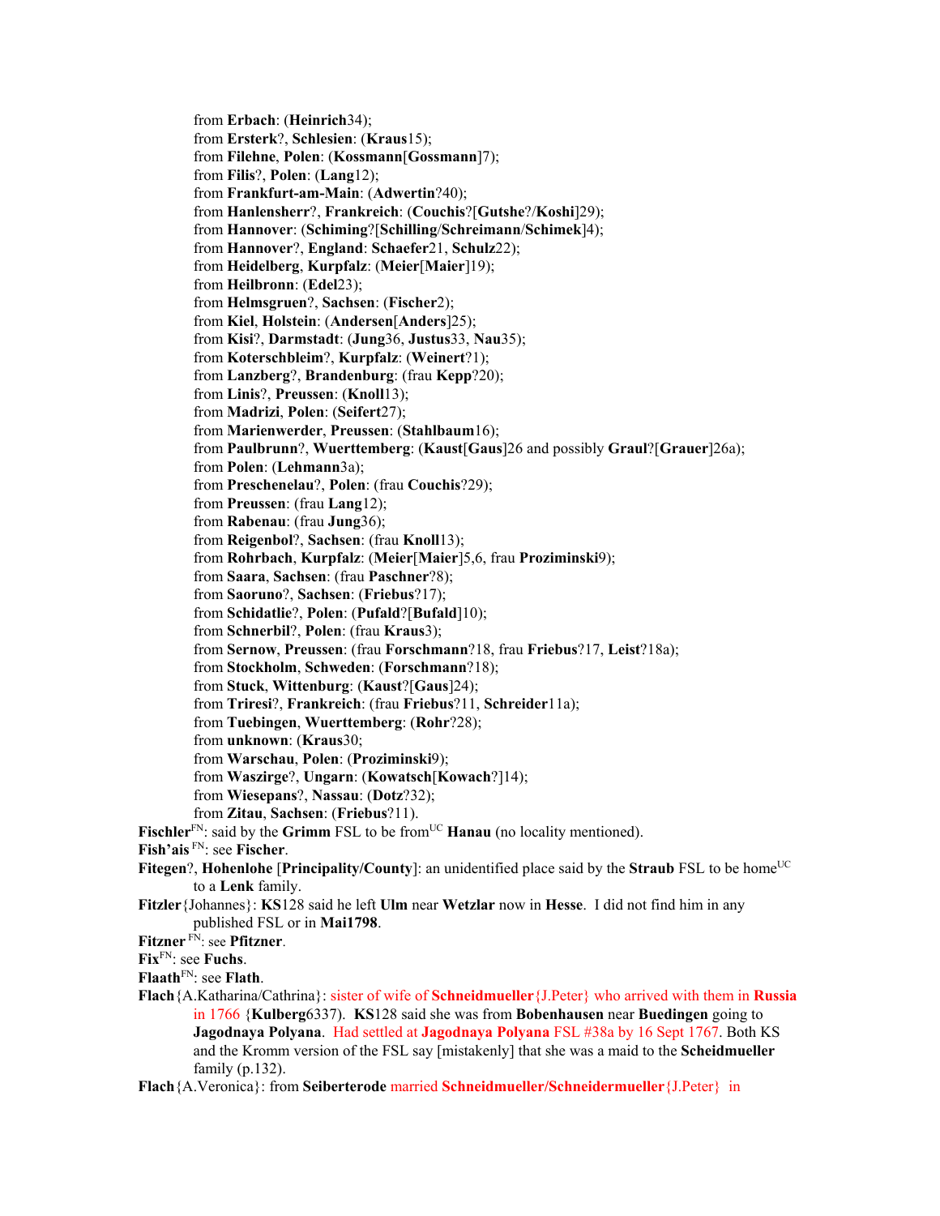from **Erbach**: (**Heinrich**34);
from **Ersterk**?, **Schlesien**: (**Kraus**15);
from **Filehne**, **Polen**: (**Kossmann**[**Gossmann**]7);
from **Filis**?, **Polen**: (**Lang**12);
from **Frankfurt-am-Main**: (**Adwertin**?40);
from **Hanlensherr**?, **Frankreich**: (**Couchis**?[**Gutshe**?/**Koshi**]29);
from **Hannover**: (**Schiming**?[**Schilling**/**Schreimann**/**Schimek**]4);
from **Hannover**?, **England**: **Schaefer**21, **Schulz**22);
from **Heidelberg**, **Kurpfalz**: (**Meier**[**Maier**]19);
from **Heilbronn**: (**Edel**23);
from **Helmsgruen**?, **Sachsen**: (**Fischer**2);
from **Kiel**, **Holstein**: (**Andersen**[**Anders**]25);
from **Kisi**?, **Darmstadt**: (**Jung**36, **Justus**33, **Nau**35);
from **Koterschbleim**?, **Kurpfalz**: (**Weinert**?1);
from **Lanzberg**?, **Brandenburg**: (frau **Kepp**?20);
from **Linis**?, **Preussen**: (**Knoll**13);
from **Madrizi**, **Polen**: (**Seifert**27);
from **Marienwerder**, **Preussen**: (**Stahlbaum**16);
from **Paulbrunn**?, **Wuerttemberg**: (**Kaust**[**Gaus**]26 and possibly **Graul**?[**Grauer**]26a);
from **Polen**: (**Lehmann**3a);
from **Preschenelau**?, **Polen**: (frau **Couchis**?29);
from **Preussen**: (frau **Lang**12);
from **Rabenau**: (frau **Jung**36);
from **Reigenbol**?, **Sachsen**: (frau **Knoll**13);
from **Rohrbach**, **Kurpfalz**: (**Meier**[**Maier**]5,6, frau **Proziminski**9);
from **Saara**, **Sachsen**: (frau **Paschner**?8);
from **Saoruno**?, **Sachsen**: (**Friebus**?17);
from **Schidatlie**?, **Polen**: (**Pufald**?[**Bufald**]10);
from **Schnerbil**?, **Polen**: (frau **Kraus**3);
from **Sernow**, **Preussen**: (frau **Forschmann**?18, frau **Friebus**?17, **Leist**?18a);
from **Stockholm**, **Schweden**: (**Forschmann**?18);
from **Stuck**, **Wittenburg**: (**Kaust**?[**Gaus**]24);
from **Triresi**?, **Frankreich**: (frau **Friebus**?11, **Schreider**11a);
from **Tuebingen**, **Wuerttemberg**: (**Rohr**?28);
from **unknown**: (**Kraus**30;
from **Warschau**, **Polen**: (**Proziminski**9);
from **Waszirge**?, **Ungarn**: (**Kowatsch**[**Kowach**?]14);
from **Wiesepans**?, **Nassau**: (**Dotz**?32);
from **Zitau**, **Sachsen**: (**Friebus**?11).

**Fischler**[FN]: said by the **Grimm** FSL to be from[UC] **Hanau** (no locality mentioned).

**Fish'ais** [FN]: see **Fischer**.

**Fitegen**?, **Hohenlohe** [**Principality/County**]: an unidentified place said by the **Straub** FSL to be home[UC] to a **Lenk** family.

**Fitzler**{Johannes}: **KS**128 said he left **Ulm** near **Wetzlar** now in **Hesse**. I did not find him in any published FSL or in **Mai1798**.

**Fitzner** [FN]: see **Pfitzner**.

**Fix**[FN]: see **Fuchs**.

**Flaath**[FN]: see **Flath**.

**Flach**{A.Katharina/Cathrina}: sister of wife of **Schneidmueller**{J.Peter} who arrived with them in **Russia** in 1766 {**Kulberg**6337). **KS**128 said she was from **Bobenhausen** near **Buedingen** going to **Jagodnaya Polyana**. Had settled at **Jagodnaya Polyana** FSL #38a by 16 Sept 1767. Both KS and the Kromm version of the FSL say [mistakenly] that she was a maid to the **Scheidmueller** family (p.132).

**Flach**{A.Veronica}: from **Seiberterode** married **Schneidmueller/Schneidermueller**{J.Peter} in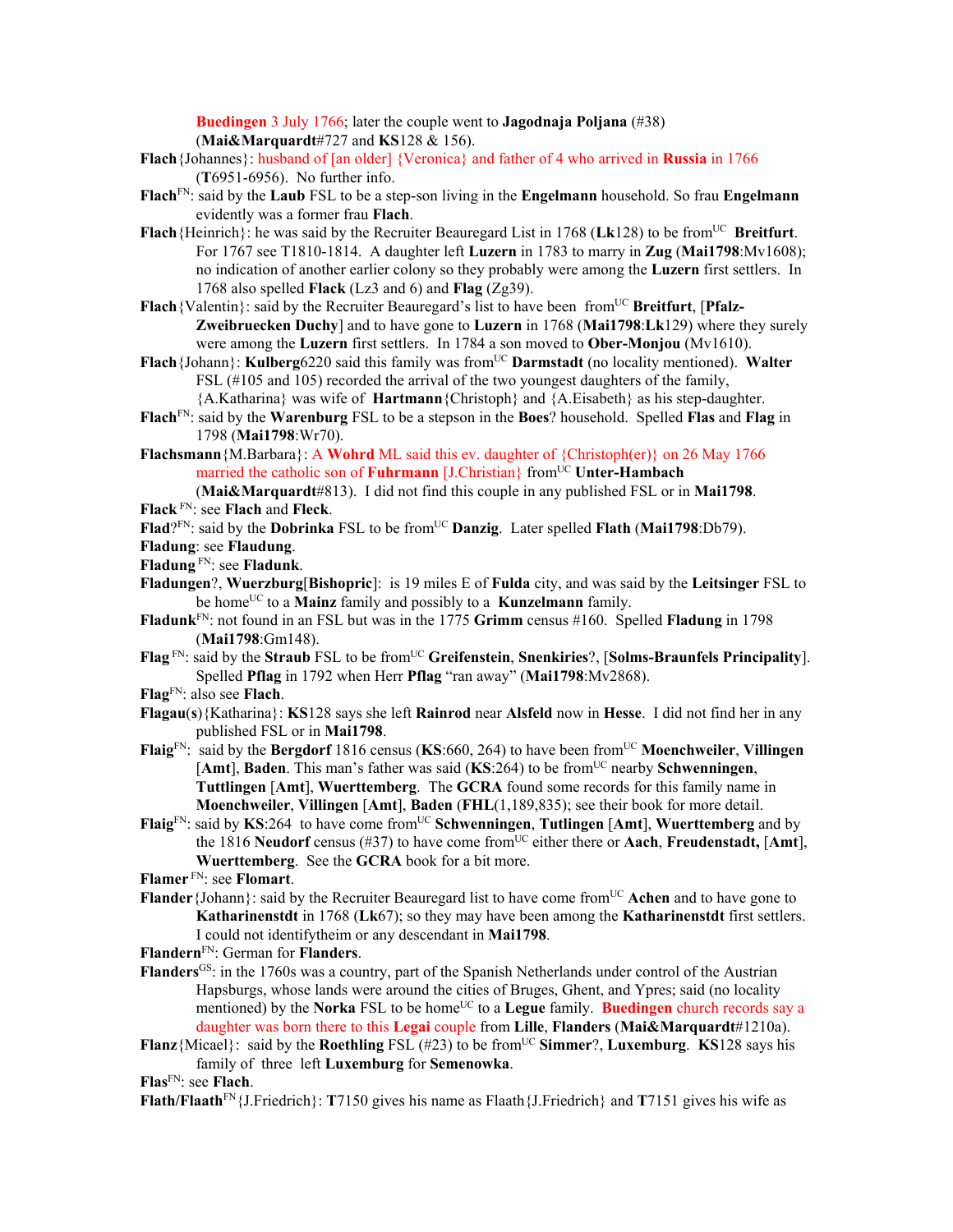**Buedingen** 3 July 1766; later the couple went to **Jagodnaja Poljana** (#38) (**Mai&Marquardt**#727 and **KS**128 & 156).

**Flach**{Johannes}: husband of [an older] {Veronica} and father of 4 who arrived in **Russia** in 1766 (**T**6951-6956). No further info.

**Flach**[FN]: said by the **Laub** FSL to be a step-son living in the **Engelmann** household. So frau **Engelmann** evidently was a former frau **Flach**.

**Flach**{Heinrich}: he was said by the Recruiter Beauregard List in 1768 (**Lk**128) to be from[UC] **Breitfurt**. For 1767 see T1810-1814. A daughter left **Luzern** in 1783 to marry in **Zug** (**Mai1798**:Mv1608); no indication of another earlier colony so they probably were among the **Luzern** first settlers. In 1768 also spelled **Flack** (Lz3 and 6) and **Flag** (Zg39).

**Flach**{Valentin}: said by the Recruiter Beauregard's list to have been from[UC] **Breitfurt**, [**Pfalz-Zweibruecken Duchy**] and to have gone to **Luzern** in 1768 (**Mai1798**:**Lk**129) where they surely were among the **Luzern** first settlers. In 1784 a son moved to **Ober-Monjou** (Mv1610).

**Flach**{Johann}: **Kulberg**6220 said this family was from[UC] **Darmstadt** (no locality mentioned). **Walter** FSL (#105 and 105) recorded the arrival of the two youngest daughters of the family, {A.Katharina} was wife of **Hartmann**{Christoph} and {A.Eisabeth} as his step-daughter.

**Flach**[FN]: said by the **Warenburg** FSL to be a stepson in the **Boes**? household. Spelled **Flas** and **Flag** in 1798 (**Mai1798**:Wr70).

**Flachsmann**{M.Barbara}: A **Wohrd** ML said this ev. daughter of {Christoph(er)} on 26 May 1766 married the catholic son of **Fuhrmann** [J.Christian} from[UC] **Unter-Hambach** (**Mai&Marquardt**#813). I did not find this couple in any published FSL or in **Mai1798**.

**Flack** [FN]: see **Flach** and **Fleck**.

**Flad**?[FN]: said by the **Dobrinka** FSL to be from[UC] **Danzig**. Later spelled **Flath** (**Mai1798**:Db79).

**Fladung**: see **Flaudung**.

**Fladung** [FN]: see **Fladunk**.

**Fladungen**?, **Wuerzburg**[**Bishopric**]: is 19 miles E of **Fulda** city, and was said by the **Leitsinger** FSL to be home[UC] to a **Mainz** family and possibly to a **Kunzelmann** family.

**Fladunk**[FN]: not found in an FSL but was in the 1775 **Grimm** census #160. Spelled **Fladung** in 1798 (**Mai1798**:Gm148).

**Flag** [FN]: said by the **Straub** FSL to be from[UC] **Greifenstein**, **Snenkiries**?, [**Solms-Braunfels Principality**]. Spelled **Pflag** in 1792 when Herr **Pflag** "ran away" (**Mai1798**:Mv2868).

**Flag**[FN]: also see **Flach**.

**Flagau(s)**{Katharina}: **KS**128 says she left **Rainrod** near **Alsfeld** now in **Hesse**. I did not find her in any published FSL or in **Mai1798**.

**Flaig**[FN]: said by the **Bergdorf** 1816 census (**KS**:660, 264) to have been from[UC] **Moenchweiler**, **Villingen** [**Amt**], **Baden**. This man's father was said (**KS**:264) to be from[UC] nearby **Schwenningen**, **Tuttlingen** [**Amt**], **Wuerttemberg**. The **GCRA** found some records for this family name in **Moenchweiler**, **Villingen** [**Amt**], **Baden** (**FHL**(1,189,835); see their book for more detail.

**Flaig**[FN]: said by **KS**:264 to have come from[UC] **Schwenningen**, **Tutlingen** [**Amt**], **Wuerttemberg** and by the 1816 **Neudorf** census (#37) to have come from[UC] either there or **Aach**, **Freudenstadt,** [**Amt**], **Wuerttemberg**. See the **GCRA** book for a bit more.

**Flamer** [FN]: see **Flomart**.

**Flander**{Johann}: said by the Recruiter Beauregard list to have come from[UC] **Achen** and to have gone to **Katharinenstdt** in 1768 (**Lk**67); so they may have been among the **Katharinenstdt** first settlers. I could not identifytheim or any descendant in **Mai1798**.

**Flandern**[FN]: German for **Flanders**.

**Flanders**[GS]: in the 1760s was a country, part of the Spanish Netherlands under control of the Austrian Hapsburgs, whose lands were around the cities of Bruges, Ghent, and Ypres; said (no locality mentioned) by the **Norka** FSL to be home[UC] to a **Legue** family. **Buedingen** church records say a daughter was born there to this **Legai** couple from **Lille**, **Flanders** (**Mai&Marquardt**#1210a).

**Flanz**{Micael}: said by the **Roethling** FSL (#23) to be from[UC] **Simmer**?, **Luxemburg**. **KS**128 says his family of three left **Luxemburg** for **Semenowka**.

**Flas**[FN]: see **Flach**.

**Flath/Flaath**[FN]{J.Friedrich}: **T**7150 gives his name as Flaath{J.Friedrich} and **T**7151 gives his wife as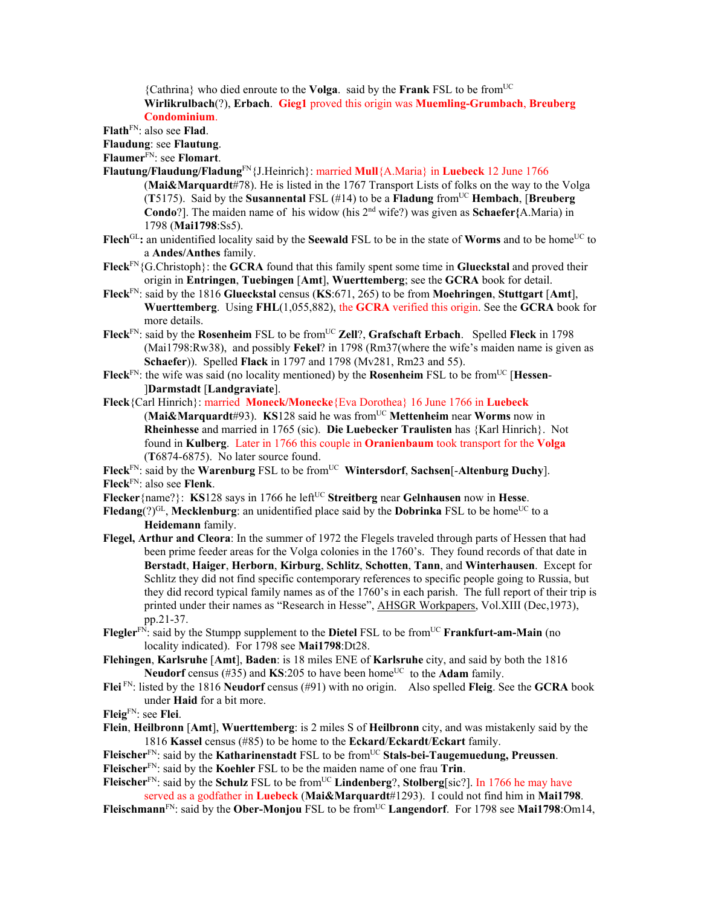{Cathrina} who died enroute to the **Volga**. said by the **Frank** FSL to be from[UC] **Wirlikrulbach**(?), **Erbach**. **Gieg1** proved this origin was **Muemling-Grumbach**, **Breuberg Condominium**.

**Flath**[FN]: also see **Flad**.

**Flaudung**: see **Flautung**.

**Flaumer**[FN]: see **Flomart**.

**Flautung/Flaudung/Fladung**[FN]{J.Heinrich}: married **Mull**{A.Maria} in **Luebeck** 12 June 1766 (**Mai&Marquardt**#78). He is listed in the 1767 Transport Lists of folks on the way to the Volga (**T**5175). Said by the **Susannental** FSL (#14) to be a **Fladung** from[UC] **Hembach**, [**Breuberg Condo**?]. The maiden name of his widow (his 2[nd] wife?) was given as **Schaefer{**A.Maria) in 1798 (**Mai1798**:Ss5).

**Flech**[GL]**:** an unidentified locality said by the **Seewald** FSL to be in the state of **Worms** and to be home[UC] to a **Andes/Anthes** family.

**Fleck**[FN]{G.Christoph}: the **GCRA** found that this family spent some time in **Glueckstal** and proved their origin in **Entringen**, **Tuebingen** [**Amt**], **Wuerttemberg**; see the **GCRA** book for detail.

**Fleck**[FN]: said by the 1816 **Glueckstal** census (**KS**:671, 265) to be from **Moehringen**, **Stuttgart** [**Amt**], **Wuerttemberg**. Using **FHL**(1,055,882), the **GCRA** verified this origin. See the **GCRA** book for more details.

**Fleck**[FN]: said by the **Rosenheim** FSL to be from[UC] **Zell**?, **Grafschaft Erbach**. Spelled **Fleck** in 1798 (Mai1798:Rw38), and possibly **Fekel**? in 1798 (Rm37(where the wife's maiden name is given as **Schaefer**)). Spelled **Flack** in 1797 and 1798 (Mv281, Rm23 and 55).

**Fleck**[FN]: the wife was said (no locality mentioned) by the **Rosenheim** FSL to be from[UC] [**Hessen-**]**Darmstadt** [**Landgraviate**].

**Fleck**{Carl Hinrich}: married **Moneck/Monecke**{Eva Dorothea} 16 June 1766 in **Luebeck** (**Mai&Marquardt**#93). **KS**128 said he was from[UC] **Mettenheim** near **Worms** now in **Rheinhesse** and married in 1765 (sic). **Die Luebecker Traulisten** has {Karl Hinrich}. Not found in **Kulberg**. Later in 1766 this couple in **Oranienbaum** took transport for the **Volga** (**T**6874-6875). No later source found.

**Fleck**[FN]: said by the **Warenburg** FSL to be from[UC] **Wintersdorf**, **Sachsen**[-**Altenburg Duchy**].

**Fleck**[FN]: also see **Flenk**.

**Flecker**{name?}: **KS**128 says in 1766 he left[UC] **Streitberg** near **Gelnhausen** now in **Hesse**.

**Fledang**(?)[GL], **Mecklenburg**: an unidentified place said by the **Dobrinka** FSL to be home[UC] to a **Heidemann** family.

**Flegel, Arthur and Cleora**: In the summer of 1972 the Flegels traveled through parts of Hessen that had been prime feeder areas for the Volga colonies in the 1760's. They found records of that date in **Berstadt**, **Haiger**, **Herborn**, **Kirburg**, **Schlitz**, **Schotten**, **Tann**, and **Winterhausen**. Except for Schlitz they did not find specific contemporary references to specific people going to Russia, but they did record typical family names as of the 1760's in each parish. The full report of their trip is printed under their names as "Research in Hesse", AHSGR Workpapers, Vol.XIII (Dec,1973), pp.21-37.

**Flegler**[FN]: said by the Stumpp supplement to the **Dietel** FSL to be from[UC] **Frankfurt-am-Main** (no locality indicated). For 1798 see **Mai1798**:Dt28.

**Flehingen**, **Karlsruhe** [**Amt**], **Baden**: is 18 miles ENE of **Karlsruhe** city, and said by both the 1816 **Neudorf** census (#35) and **KS**:205 to have been home[UC] to the **Adam** family.

**Flei** [FN]: listed by the 1816 **Neudorf** census (#91) with no origin. Also spelled **Fleig**. See the **GCRA** book under **Haid** for a bit more.

**Fleig**[FN]: see **Flei**.

**Flein**, **Heilbronn** [**Amt**], **Wuerttemberg**: is 2 miles S of **Heilbronn** city, and was mistakenly said by the 1816 **Kassel** census (#85) to be home to the **Eckard**/**Eckardt**/**Eckart** family.

**Fleischer**[FN]: said by the **Katharinenstadt** FSL to be from[UC] **Stals-bei-Taugemuedung, Preussen**.

**Fleischer**[FN]: said by the **Koehler** FSL to be the maiden name of one frau **Trin**.

**Fleischer**[FN]: said by the **Schulz** FSL to be from[UC] **Lindenberg**?, **Stolberg**[sic?]. In 1766 he may have served as a godfather in **Luebeck** (**Mai&Marquardt**#1293). I could not find him in **Mai1798**.

**Fleischmann**[FN]: said by the **Ober-Monjou** FSL to be from[UC] **Langendorf**. For 1798 see **Mai1798**:Om14,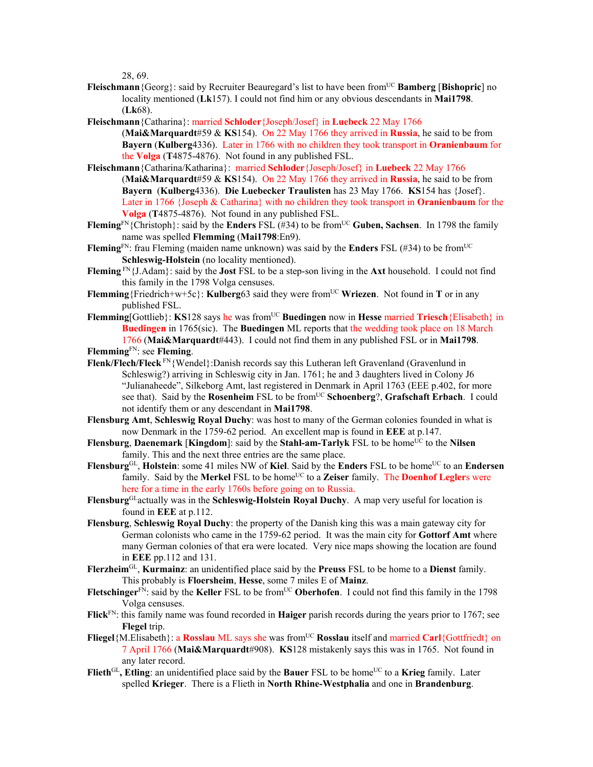28, 69.

**Fleischmann**{Georg}: said by Recruiter Beauregard's list to have been from[UC] **Bamberg** [**Bishopric**] no locality mentioned (**Lk**157). I could not find him or any obvious descendants in **Mai1798**. (**Lk**68).

**Fleischmann**{Catharina}: married **Schloder**{Joseph/Josef} in **Luebeck** 22 May 1766 (**Mai&Marquardt**#59 & **KS**154). On 22 May 1766 they arrived in **Russia**, he said to be from **Bayern** (**Kulberg**4336). Later in 1766 with no children they took transport in **Oranienbaum** for the **Volga** (**T**4875-4876). Not found in any published FSL.

**Fleischmann**{Catharina/Katharina}: married **Schloder**{Joseph/Josef} in **Luebeck** 22 May 1766 (**Mai&Marquardt**#59 & **KS**154). On 22 May 1766 they arrived in **Russia**, he said to be from **Bayern** (**Kulberg**4336). **Die Luebecker Traulisten** has 23 May 1766. **KS**154 has {Josef}. Later in 1766 {Joseph & Catharina} with no children they took transport in **Oranienbaum** for the **Volga** (**T**4875-4876). Not found in any published FSL.

**Fleming**[FN]{Christoph}: said by the **Enders** FSL (#34) to be from[UC] **Guben, Sachsen**. In 1798 the family name was spelled **Flemming** (**Mai1798**:En9).

**Fleming**[FN]: frau Fleming (maiden name unknown) was said by the **Enders** FSL (#34) to be from[UC] **Schleswig-Holstein** (no locality mentioned).

**Fleming** [FN]{J.Adam}: said by the **Jost** FSL to be a step-son living in the **Axt** household. I could not find this family in the 1798 Volga censuses.

**Flemming**{Friedrich+w+5c}: **Kulberg**63 said they were from[UC] **Wriezen**. Not found in **T** or in any published FSL.

**Flemming**[Gottlieb}: **KS**128 says he was from[UC] **Buedingen** now in **Hesse** married **Triesch**{Elisabeth} in **Buedingen** in 1765(sic). The **Buedingen** ML reports that the wedding took place on 18 March 1766 (**Mai&Marquardt**#443). I could not find them in any published FSL or in **Mai1798**.

**Flemming**[FN]: see **Fleming**.

**Flenk/Flech/Fleck** [FN]{Wendel}:Danish records say this Lutheran left Gravenland (Gravenlund in Schleswig?) arriving in Schleswig city in Jan. 1761; he and 3 daughters lived in Colony J6 "Julianaheede", Silkeborg Amt, last registered in Denmark in April 1763 (EEE p.402, for more see that). Said by the **Rosenheim** FSL to be from[UC] **Schoenberg**?, **Grafschaft Erbach**. I could not identify them or any descendant in **Mai1798**.

**Flensburg Amt**, **Schleswig Royal Duchy**: was host to many of the German colonies founded in what is now Denmark in the 1759-62 period. An excellent map is found in **EEE** at p.147.

**Flensburg**, **Daenemark** [**Kingdom**]: said by the **Stahl-am-Tarlyk** FSL to be home[UC] to the **Nilsen** family. This and the next three entries are the same place.

**Flensburg**[GL], **Holstein**: some 41 miles NW of **Kiel**. Said by the **Enders** FSL to be home[UC] to an **Endersen** family. Said by the **Merkel** FSL to be home[UC] to a **Zeiser** family. The **Doenhof Leglers** were here for a time in the early 1760s before going on to Russia.

**Flensburg**[GL]actually was in the **Schleswig-Holstein Royal Duchy**. A map very useful for location is found in **EEE** at p.112.

**Flensburg**, **Schleswig Royal Duchy**: the property of the Danish king this was a main gateway city for German colonists who came in the 1759-62 period. It was the main city for **Gottorf Amt** where many German colonies of that era were located. Very nice maps showing the location are found in **EEE** pp.112 and 131.

**Flerzheim**[GL], **Kurmainz**: an unidentified place said by the **Preuss** FSL to be home to a **Dienst** family. This probably is **Floersheim**, **Hesse**, some 7 miles E of **Mainz**.

**Fletschinger**[FN]: said by the **Keller** FSL to be from[UC] **Oberhofen**. I could not find this family in the 1798 Volga censuses.

**Flick**[FN]: this family name was found recorded in **Haiger** parish records during the years prior to 1767; see **Flegel** trip.

**Fliegel**{M.Elisabeth}: a **Rosslau** ML says she was from[UC] **Rosslau** itself and married **Carl**{Gottfriedt} on 7 April 1766 (**Mai&Marquardt**#908). **KS**128 mistakenly says this was in 1765. Not found in any later record.

**Flieth**[GL]**, Etling**: an unidentified place said by the **Bauer** FSL to be home[UC] to a **Krieg** family. Later spelled **Krieger**. There is a Flieth in **North Rhine-Westphalia** and one in **Brandenburg**.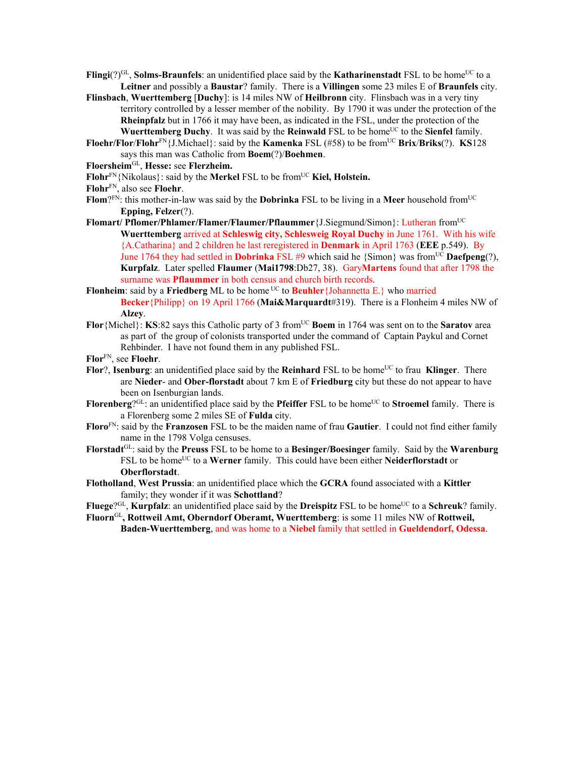**Flingi**(?)[GL], **Solms-Braunfels**: an unidentified place said by the **Katharinenstadt** FSL to be home[UC] to a **Leitner** and possibly a **Baustar**? family. There is a **Villingen** some 23 miles E of **Braunfels** city.

**Flinsbach**, **Wuerttemberg** [**Duchy**]: is 14 miles NW of **Heilbronn** city. Flinsbach was in a very tiny territory controlled by a lesser member of the nobility. By 1790 it was under the protection of the **Rheinpfalz** but in 1766 it may have been, as indicated in the FSL, under the protection of the **Wuerttemberg Duchy**. It was said by the **Reinwald** FSL to be home[UC] to the **Sienfel** family.

**Floehr**/**Flor**/**Flohr**[FN]{J.Michael}: said by the **Kamenka** FSL (#58) to be from[UC] **Brix**/**Briks**(?). **KS**128 says this man was Catholic from **Boem**(?)/**Boehmen**.

**Floersheim**[GL], **Hesse:** see **Flerzheim.**

**Flohr**[FN]{Nikolaus}: said by the **Merkel** FSL to be from[UC] **Kiel, Holstein.**

**Flohr**[FN], also see **Floehr**.

**Flom**?[FN]: this mother-in-law was said by the **Dobrinka** FSL to be living in a **Meer** household from[UC] **Epping, Felzer**(?).

**Flomart/ Pflomer/Phlamer/Flamer/Flaumer/Pflaummer**{J.Siegmund/Simon}: Lutheran from[UC] **Wuerttemberg** arrived at **Schleswig city, Schlesweig Royal Duchy** in June 1761. With his wife {A.Catharina} and 2 children he last reregistered in **Denmark** in April 1763 (**EEE** p.549). By June 1764 they had settled in **Dobrinka** FSL #9 which said he {Simon} was from[UC] **Daefpeng**(?), **Kurpfalz**. Later spelled **Flaumer** (**Mai1798**:Db27, 38). Gary**Martens** found that after 1798 the surname was **Pflaummer** in both census and church birth records.

**Flonheim**: said by a **Friedberg** ML to be home [UC] to **Beuhler**{Johannetta E.} who married **Becker**{Philipp} on 19 April 1766 (**Mai&Marquardt**#319). There is a Flonheim 4 miles NW of **Alzey**.

**Flor**{Michel}: **KS**:82 says this Catholic party of 3 from[UC] **Boem** in 1764 was sent on to the **Saratov** area as part of the group of colonists transported under the command of Captain Paykul and Cornet Rehbinder. I have not found them in any published FSL.

**Flor**[FN], see **Floehr**.

**Flor**?, **Isenburg**: an unidentified place said by the **Reinhard** FSL to be home[UC] to frau **Klinger**. There are **Nieder**- and **Ober-florstadt** about 7 km E of **Friedburg** city but these do not appear to have been on Isenburgian lands.

**Florenberg**?[GL]: an unidentified place said by the **Pfeiffer** FSL to be home[UC] to **Stroemel** family. There is a Florenberg some 2 miles SE of **Fulda** city.

**Floro**[FN]: said by the **Franzosen** FSL to be the maiden name of frau **Gautier**. I could not find either family name in the 1798 Volga censuses.

**Florstadt**[GL]: said by the **Preuss** FSL to be home to a **Besinger/Boesinger** family. Said by the **Warenburg** FSL to be home[UC] to a **Werner** family. This could have been either **Neiderflorstadt** or **Oberflorstadt**.

**Flotholland**, **West Prussia**: an unidentified place which the **GCRA** found associated with a **Kittler** family; they wonder if it was **Schottland**?

**Fluege**?[GL], **Kurpfalz**: an unidentified place said by the **Dreispitz** FSL to be home[UC] to a **Schreuk**? family.

**Fluorn**[GL]**, Rottweil Amt, Oberndorf Oberamt, Wuerttemberg**: is some 11 miles NW of **Rottweil, Baden-Wuerttemberg**, and was home to a **Niebel** family that settled in **Gueldendorf, Odessa**.